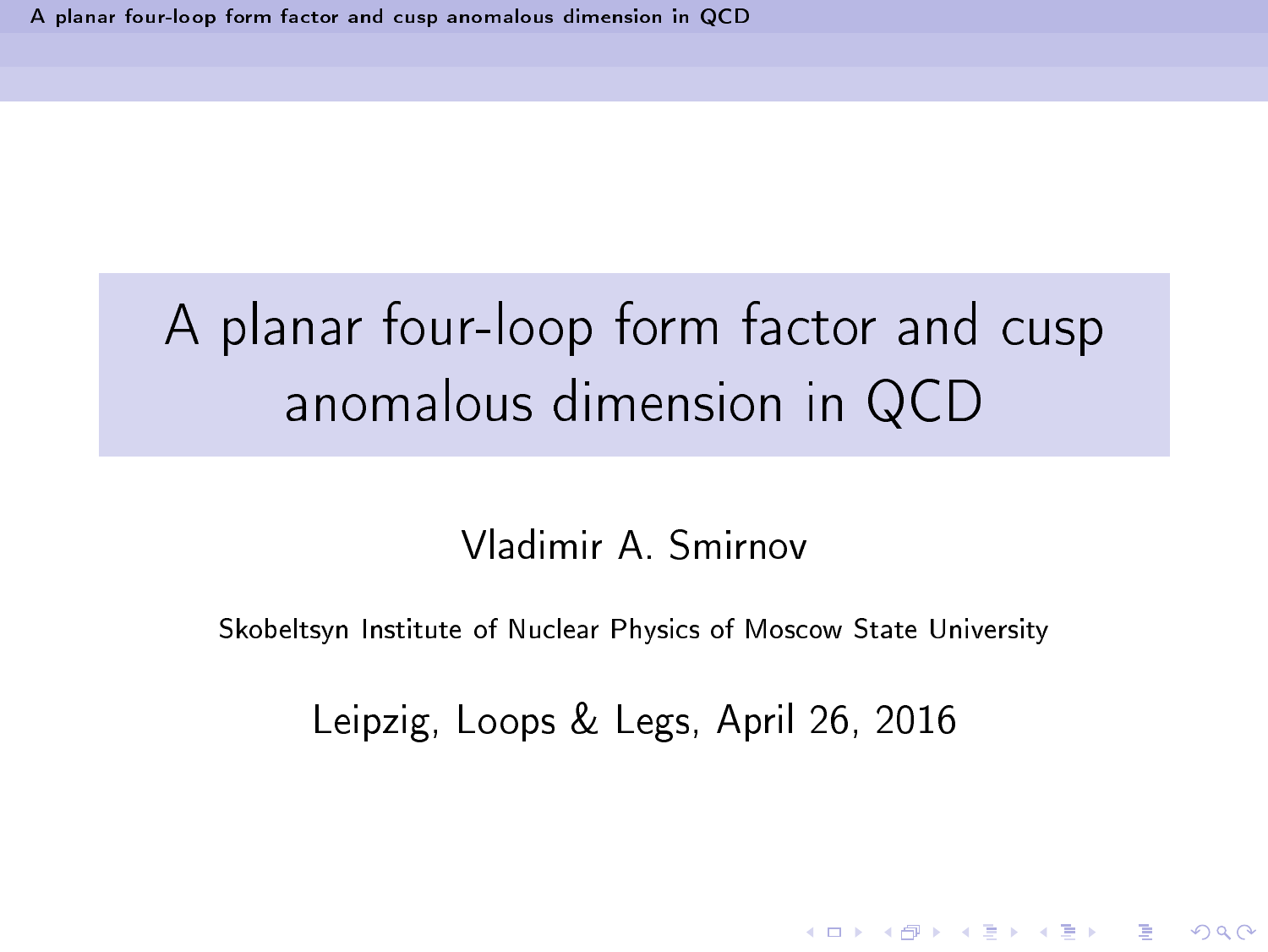# A planar four-loop form factor and cusp anomalous dimension in QCD

Vladimir A. Smirnov

Skobeltsyn Institute of Nuclear Physics of Moscow State University

Leipzig, Loops & Legs, April 26, 2016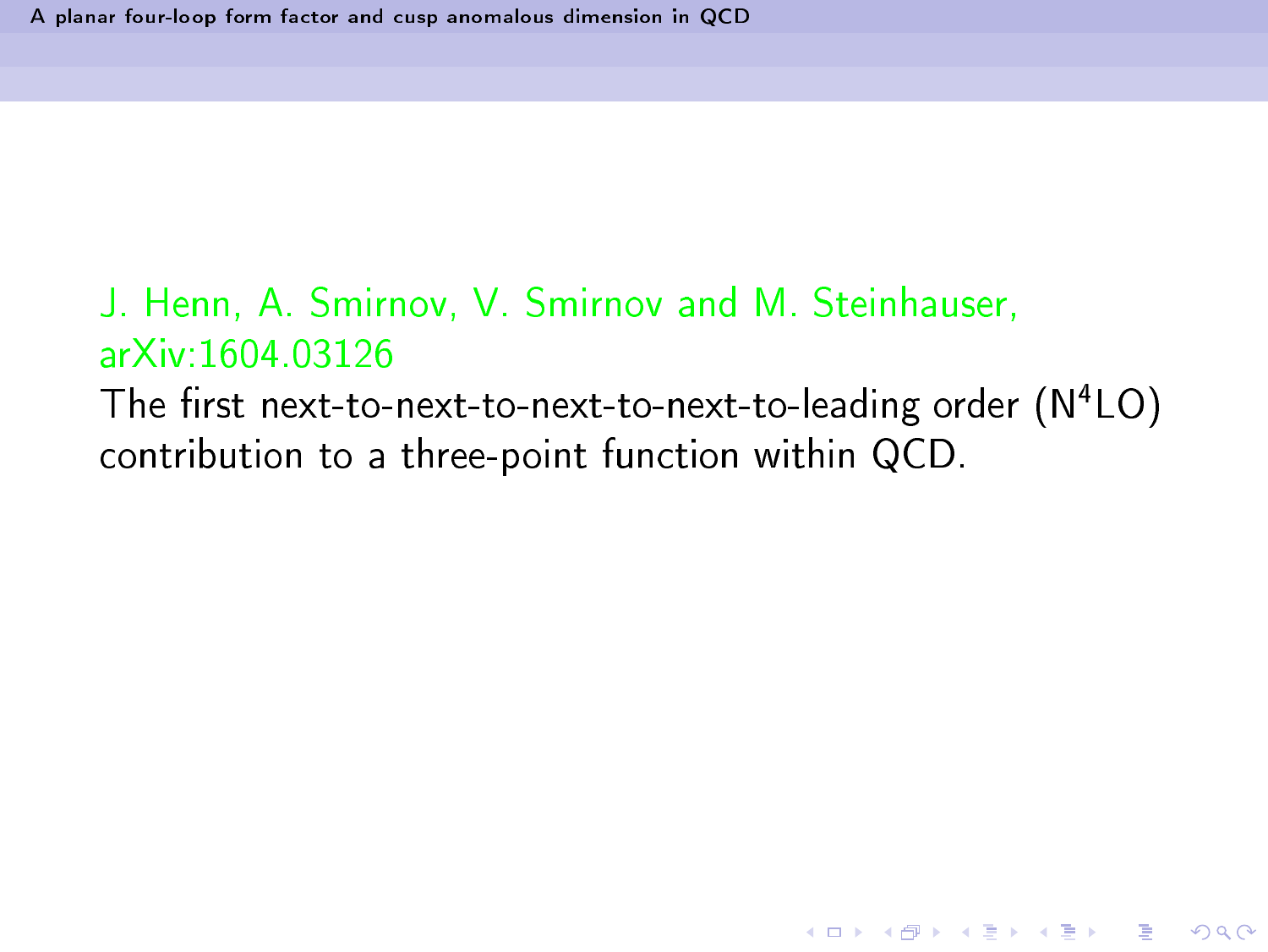J. Henn, A. Smirnov, V. Smirnov and M. Steinhauser, arXiv:1604.03126

The first next-to-next-to-next-to-next-to-leading order ($N^4LO$) contribution to a three-point function within QCD.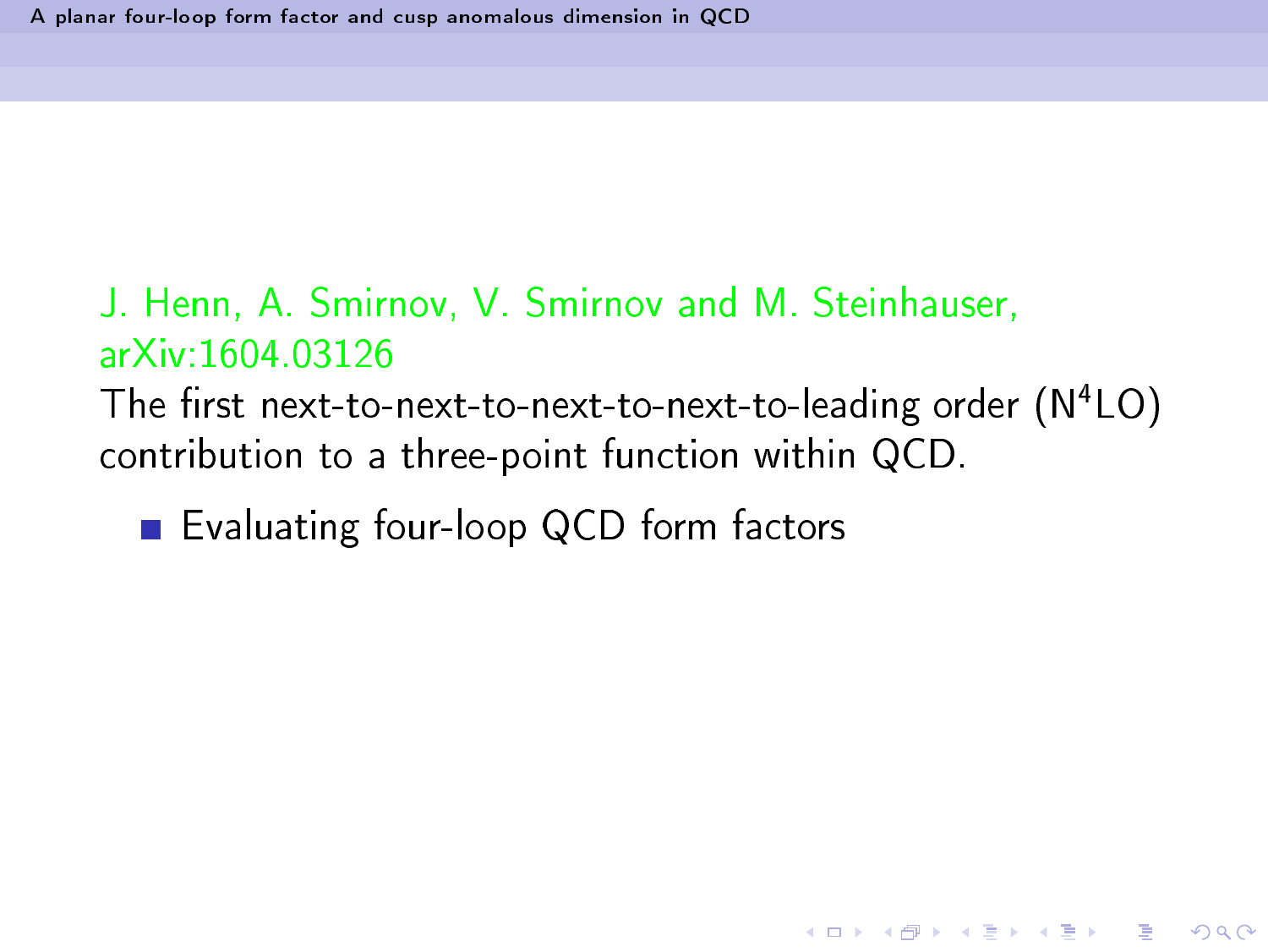J. Henn, A. Smirnov, V. Smirnov and M. Steinhauser, arXiv:1604.03126

The first next-to-next-to-next-to-next-to-leading order ($N^4LO$) contribution to a three-point function within QCD.

- Evaluating four-loop QCD form factors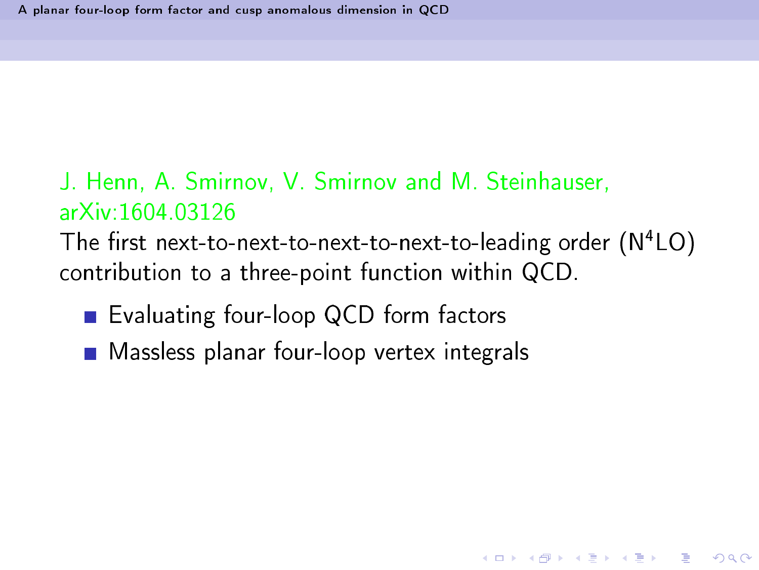J. Henn, A. Smirnov, V. Smirnov and M. Steinhauser, arXiv:1604.03126

The first next-to-next-to-next-to-next-to-leading order ($N^4LO$) contribution to a three-point function within QCD.

- Evaluating four-loop QCD form factors
- Massless planar four-loop vertex integrals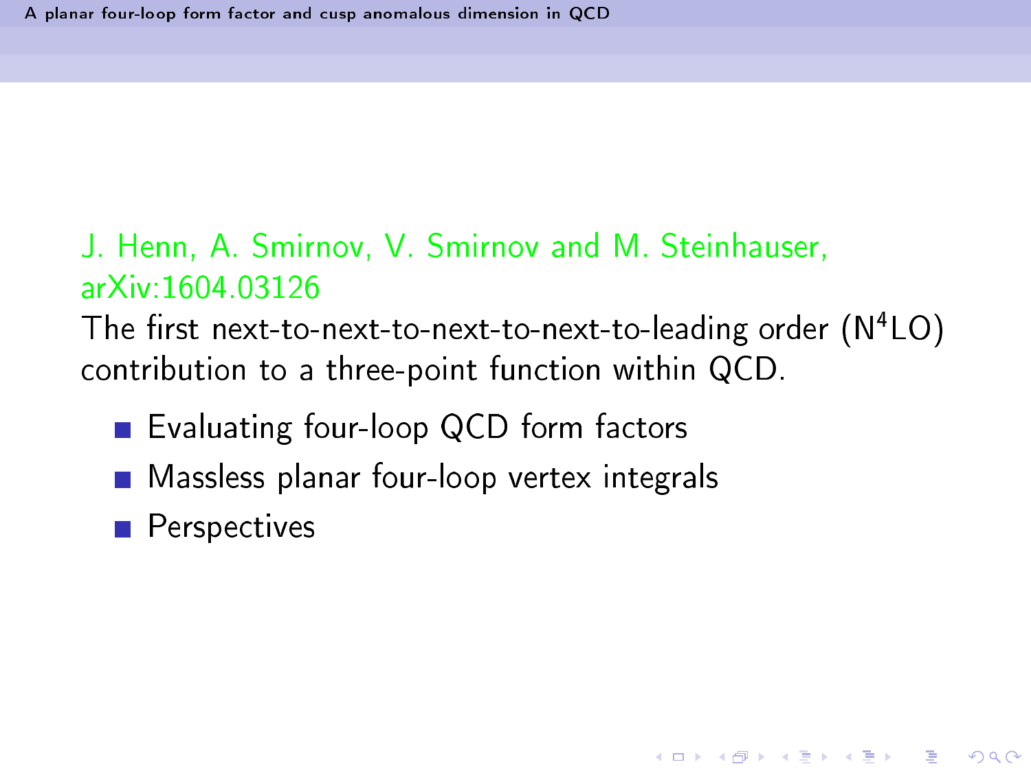J. Henn, A. Smirnov, V. Smirnov and M. Steinhauser, arXiv:1604.03126

The first next-to-next-to-next-to-next-to-leading order ($\mathrm{N}^4\mathrm{LO}$) contribution to a three-point function within QCD.

- Evaluating four-loop QCD form factors
- Massless planar four-loop vertex integrals
- Perspectives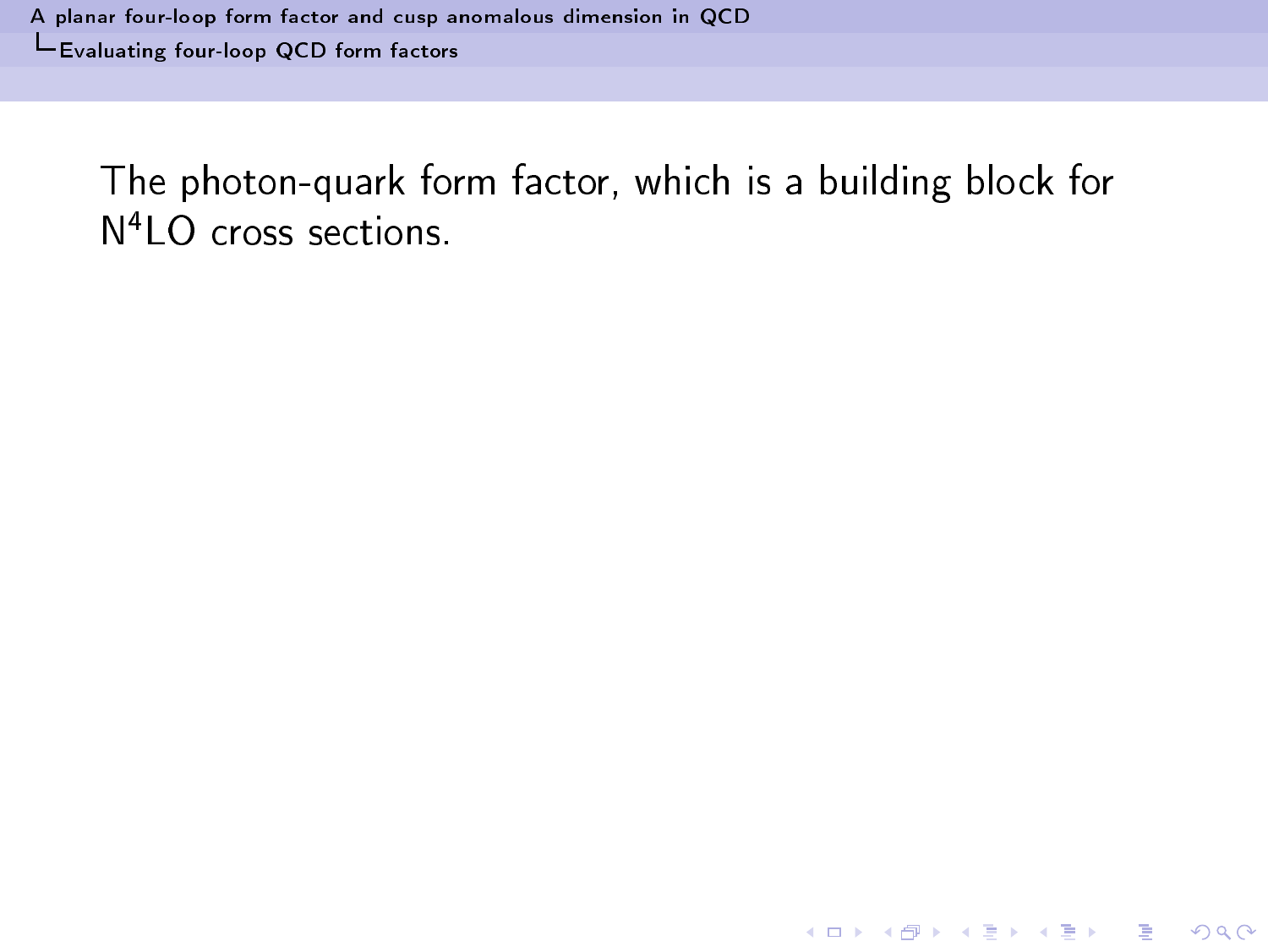The photon-quark form factor, which is a building block for $N^4LO$ cross sections.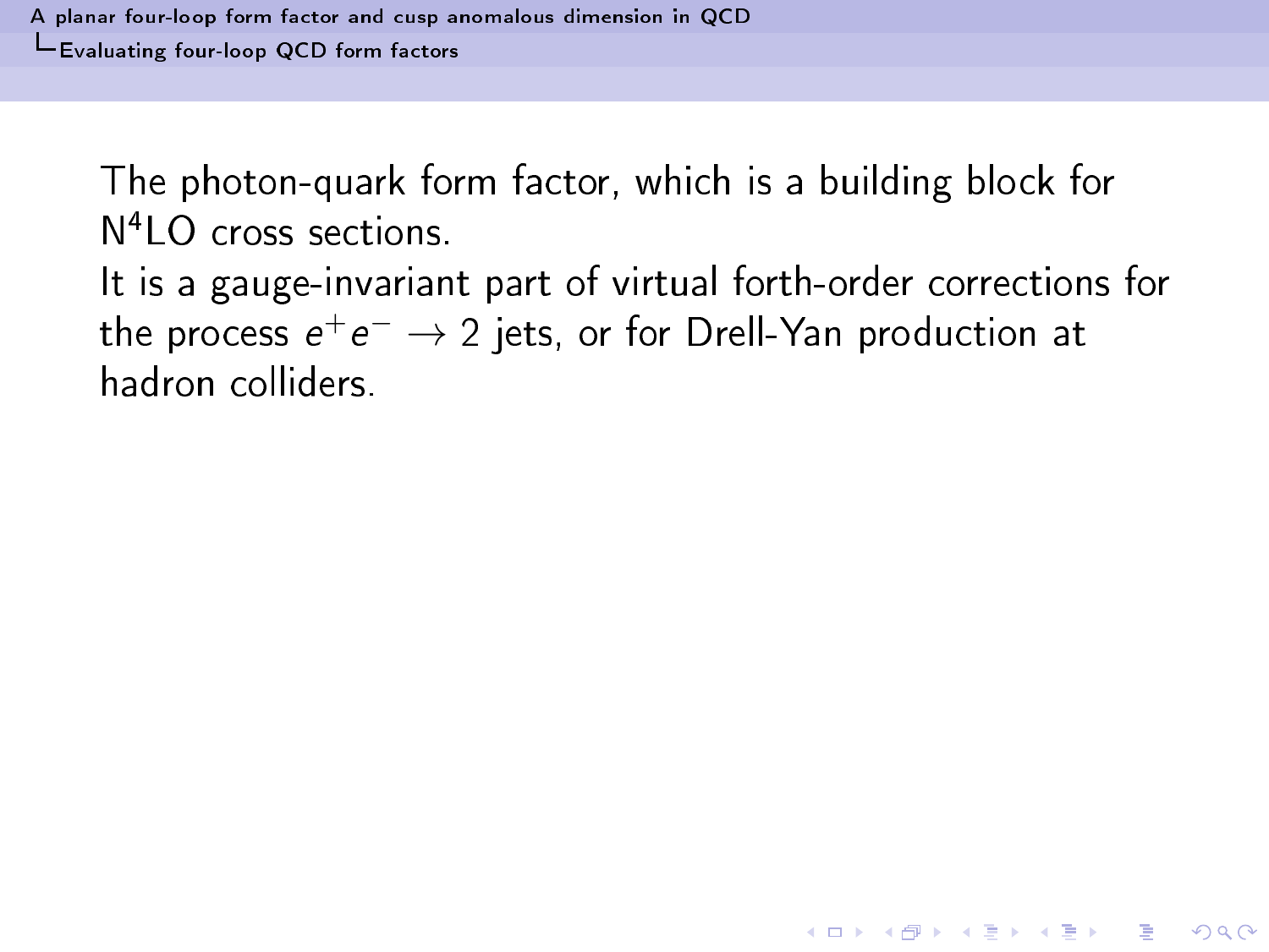The photon-quark form factor, which is a building block for $\mathrm{N}^4\mathrm{LO}$ cross sections.

It is a gauge-invariant part of virtual forth-order corrections for the process $e^+e^- \to 2$ jets, or for Drell-Yan production at hadron colliders.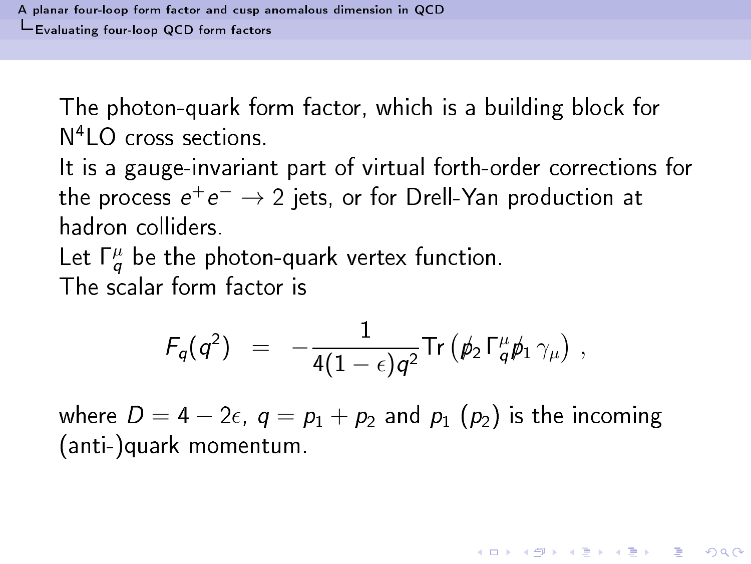The photon-quark form factor, which is a building block for N[4]LO cross sections.

It is a gauge-invariant part of virtual forth-order corrections for the process $e^+e^- \to 2$ jets, or for Drell-Yan production at hadron colliders.

Let $\Gamma_q^\mu$ be the photon-quark vertex function.

The scalar form factor is

$$F_q(q^2) \;\; = \;\; -\frac{1}{4(1-\epsilon)q^2} \mathrm{Tr}\left(\not{p}_2 \, \Gamma_q^\mu \not{p}_1 \, \gamma_\mu\right) \;,$$

where $D = 4 - 2\epsilon$, $q = p_1 + p_2$ and $p_1$ ($p_2$) is the incoming (anti-)quark momentum.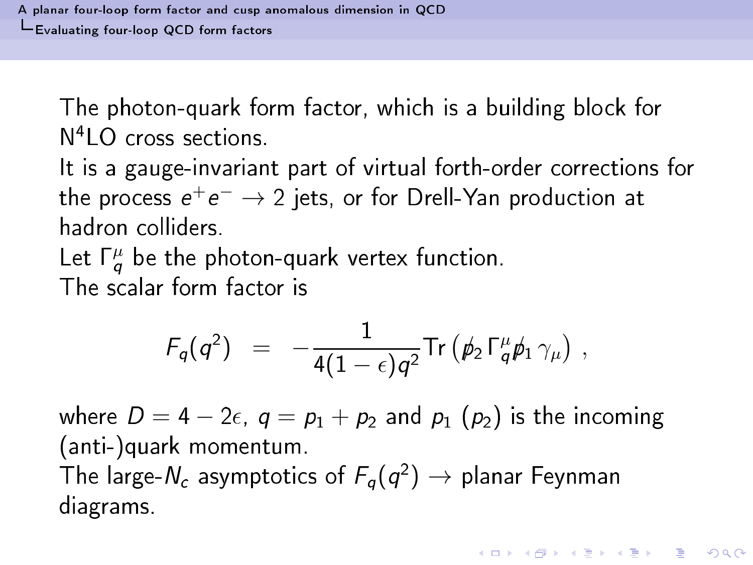The photon-quark form factor, which is a building block for N$^4$LO cross sections.

It is a gauge-invariant part of virtual forth-order corrections for the process $e^+e^- \to 2$ jets, or for Drell-Yan production at hadron colliders.

Let $\Gamma_q^\mu$ be the photon-quark vertex function.

The scalar form factor is

$$
F_q(q^2) \;\; = \;\; -\frac{1}{4(1-\epsilon)q^2} \mathrm{Tr}\left( \not{p}_2 \, \Gamma_q^\mu \not{p}_1 \, \gamma_\mu \right) \; ,
$$

where $D = 4 - 2\epsilon$, $q = p_1 + p_2$ and $p_1$ ($p_2$) is the incoming (anti-)quark momentum.

The large-$N_c$ asymptotics of $F_q(q^2) \to$ planar Feynman diagrams.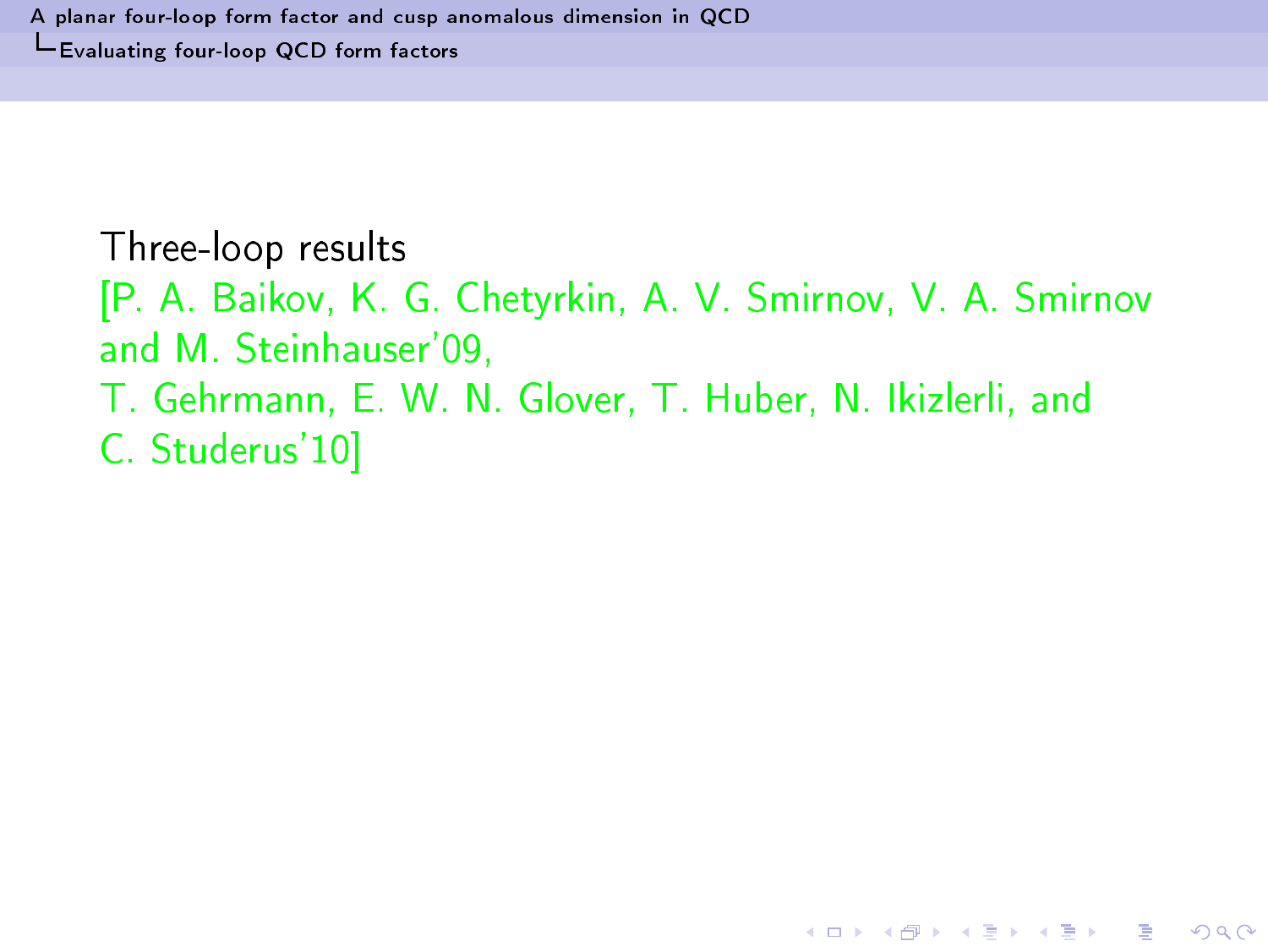Three-loop results
[P. A. Baikov, K. G. Chetyrkin, A. V. Smirnov, V. A. Smirnov and M. Steinhauser'09,
T. Gehrmann, E. W. N. Glover, T. Huber, N. Ikizlerli, and C. Studerus'10]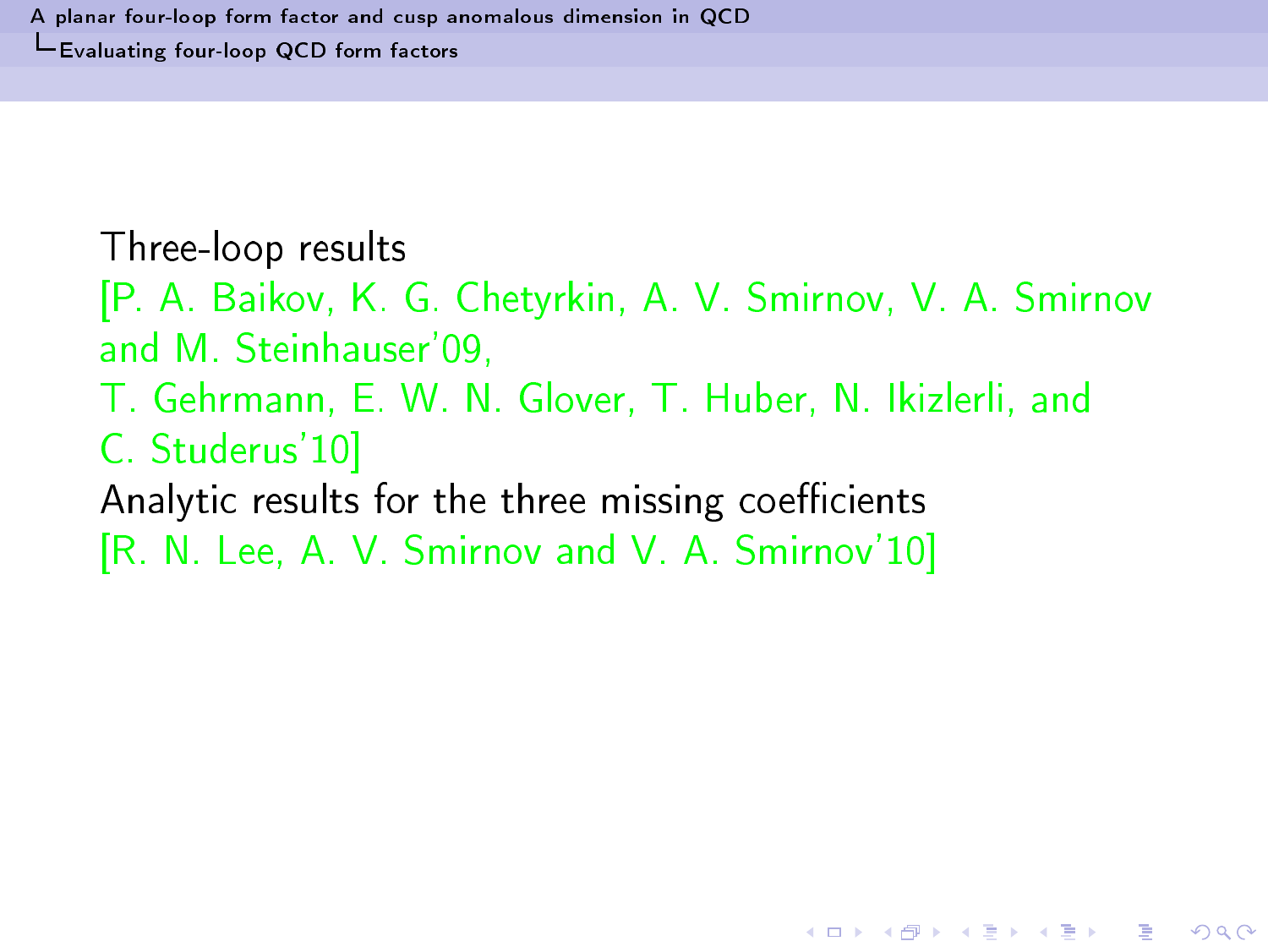Three-loop results
[P. A. Baikov, K. G. Chetyrkin, A. V. Smirnov, V. A. Smirnov and M. Steinhauser'09,
T. Gehrmann, E. W. N. Glover, T. Huber, N. Ikizlerli, and C. Studerus'10]
Analytic results for the three missing coefficients
[R. N. Lee, A. V. Smirnov and V. A. Smirnov'10]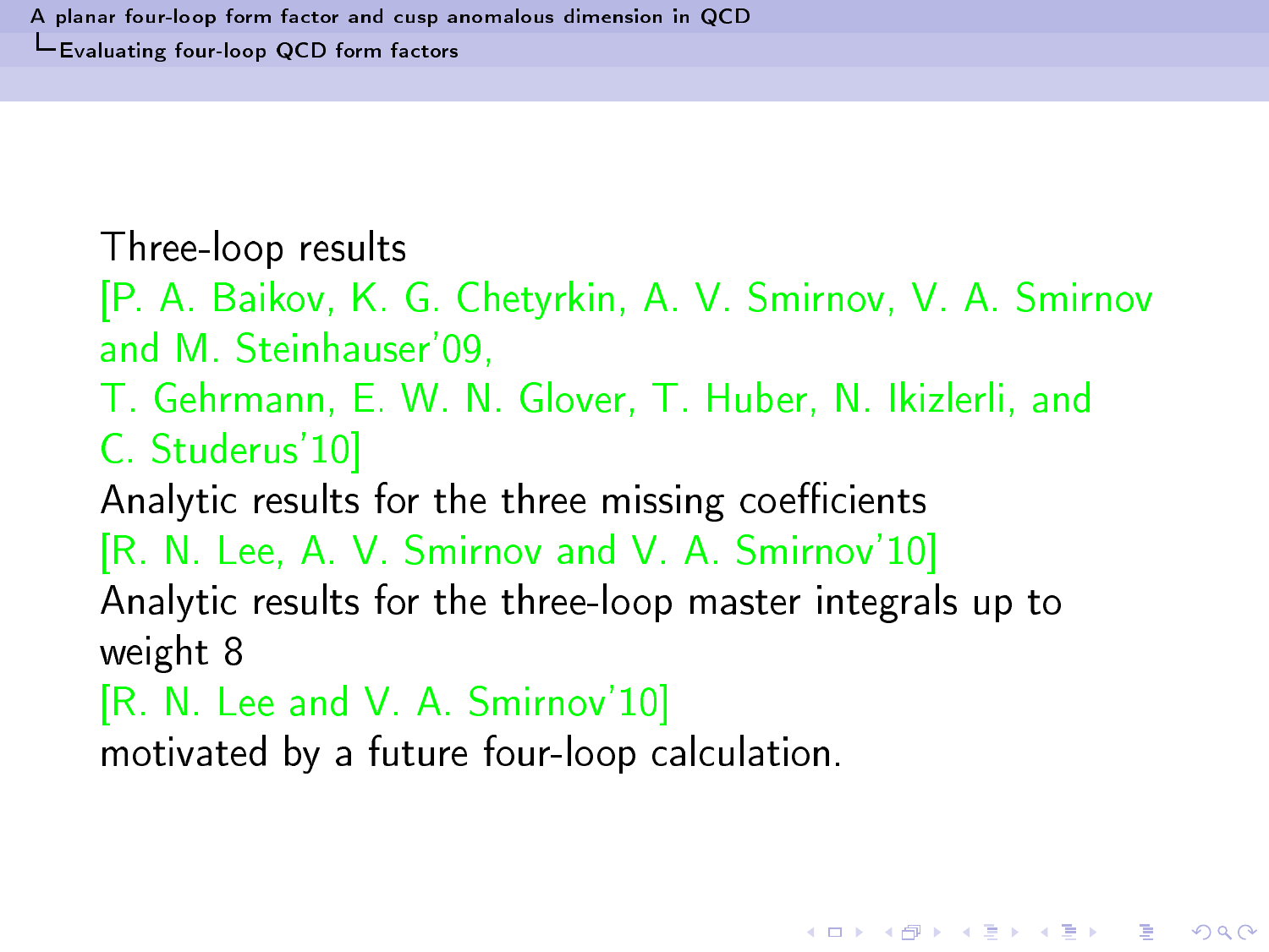Three-loop results
[P. A. Baikov, K. G. Chetyrkin, A. V. Smirnov, V. A. Smirnov and M. Steinhauser'09,
T. Gehrmann, E. W. N. Glover, T. Huber, N. Ikizlerli, and C. Studerus'10]
Analytic results for the three missing coefficients
[R. N. Lee, A. V. Smirnov and V. A. Smirnov'10]
Analytic results for the three-loop master integrals up to weight 8
[R. N. Lee and V. A. Smirnov'10]
motivated by a future four-loop calculation.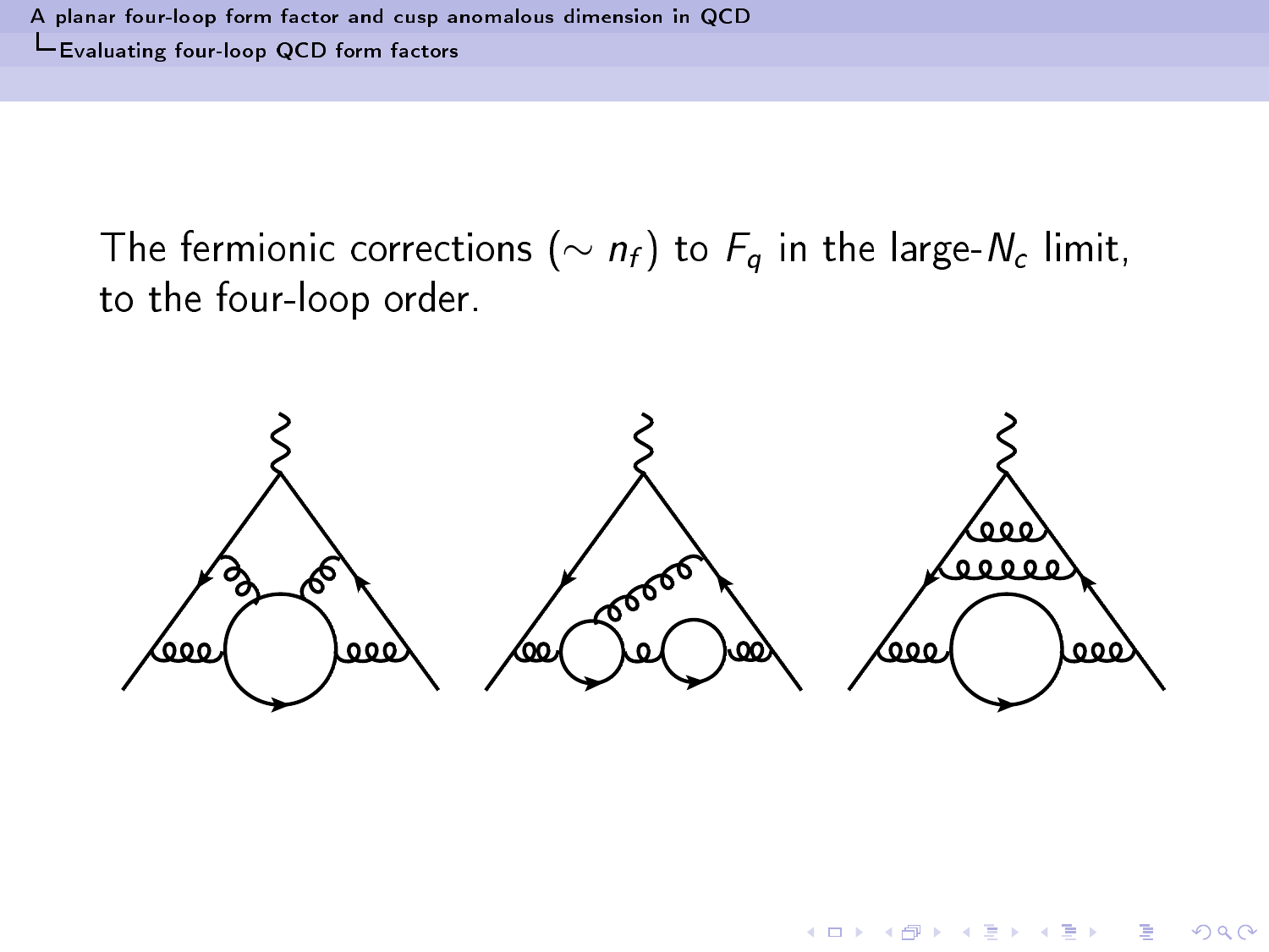The fermionic corrections ($\sim n_f$) to $F_q$ in the large-$N_c$ limit, to the four-loop order.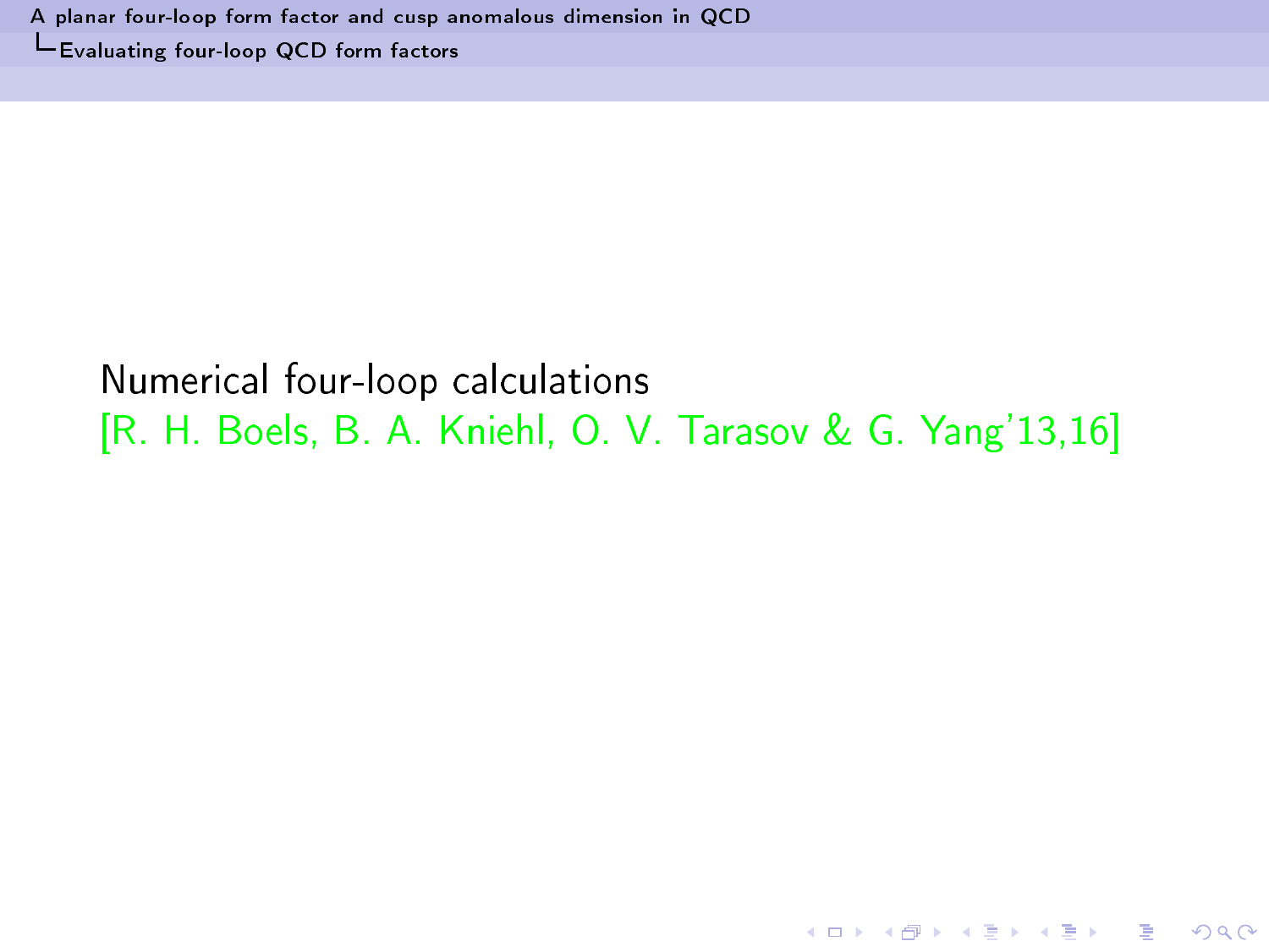Numerical four-loop calculations
[R. H. Boels, B. A. Kniehl, O. V. Tarasov & G. Yang'13,16]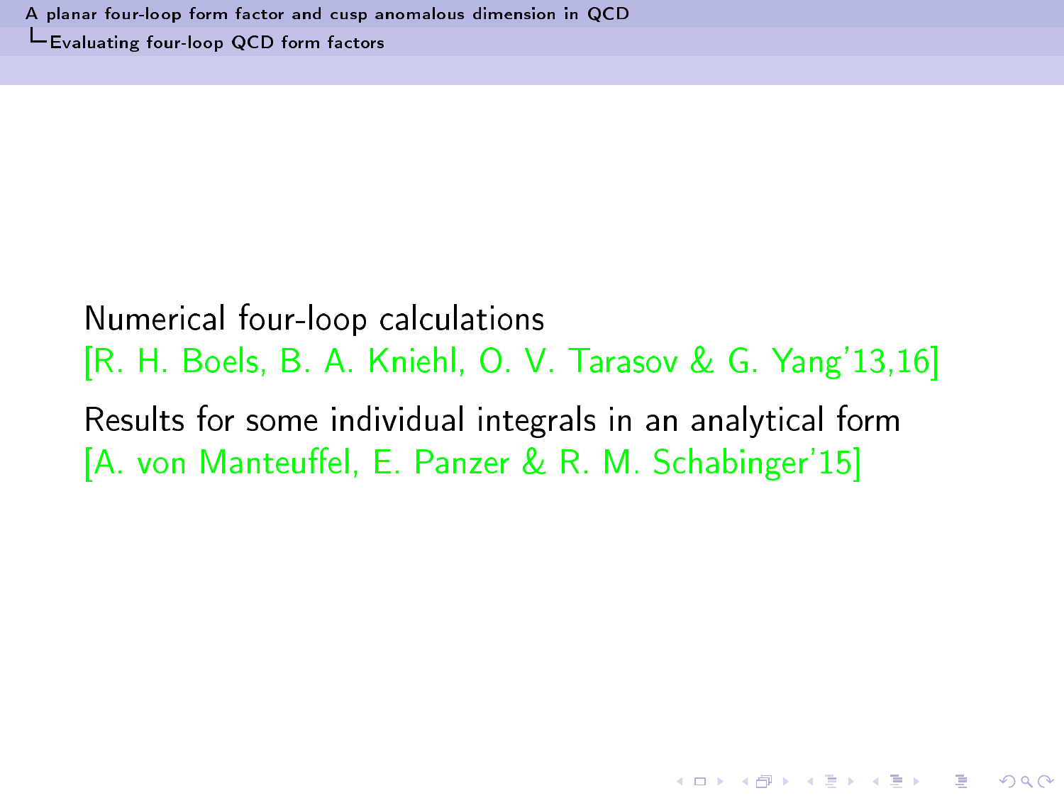Numerical four-loop calculations
[R. H. Boels, B. A. Kniehl, O. V. Tarasov & G. Yang'13,16]

Results for some individual integrals in an analytical form
[A. von Manteuffel, E. Panzer & R. M. Schabinger'15]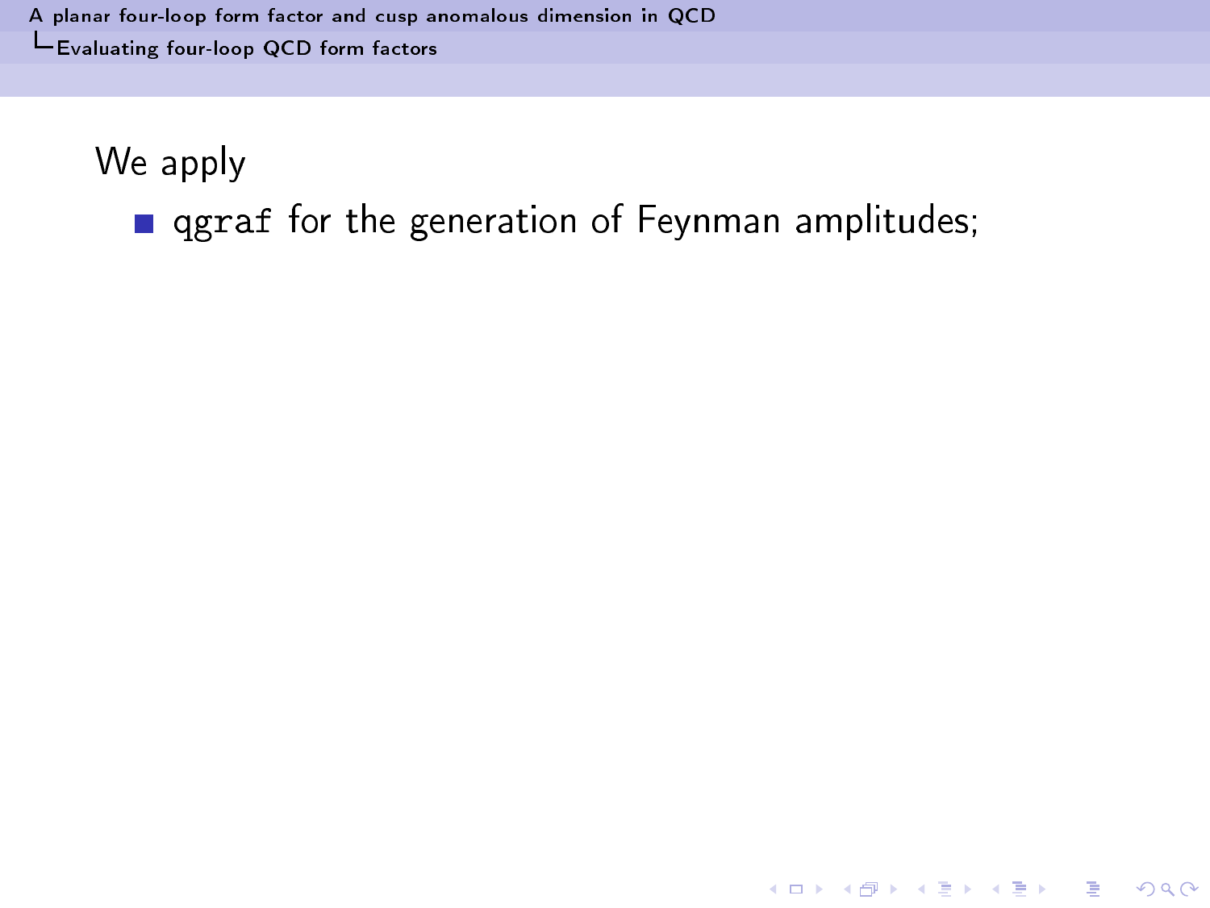We apply

- `qgraf` for the generation of Feynman amplitudes;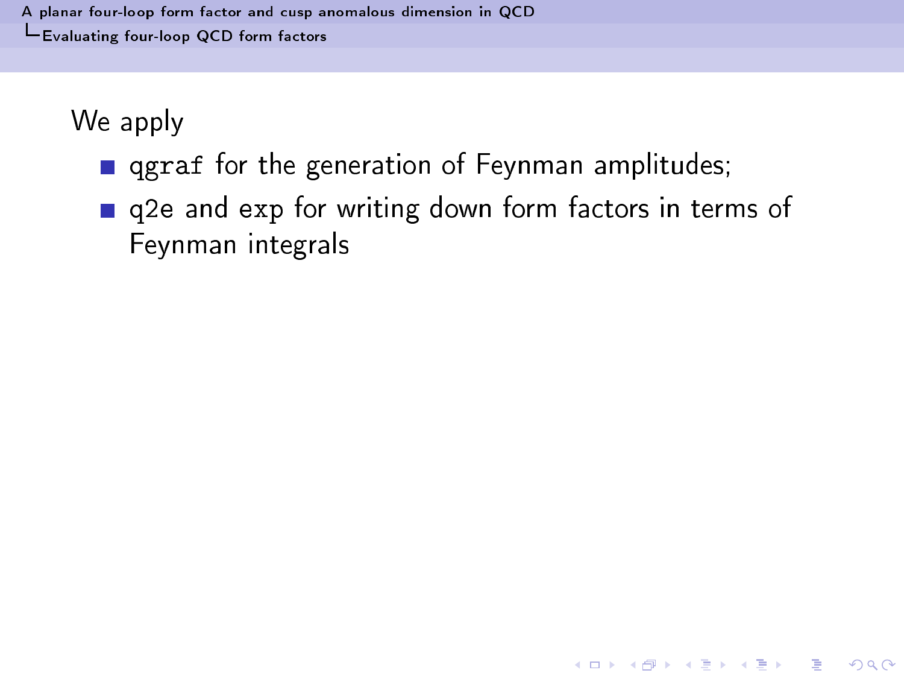We apply

- `qgraf` for the generation of Feynman amplitudes;
- `q2e` and `exp` for writing down form factors in terms of Feynman integrals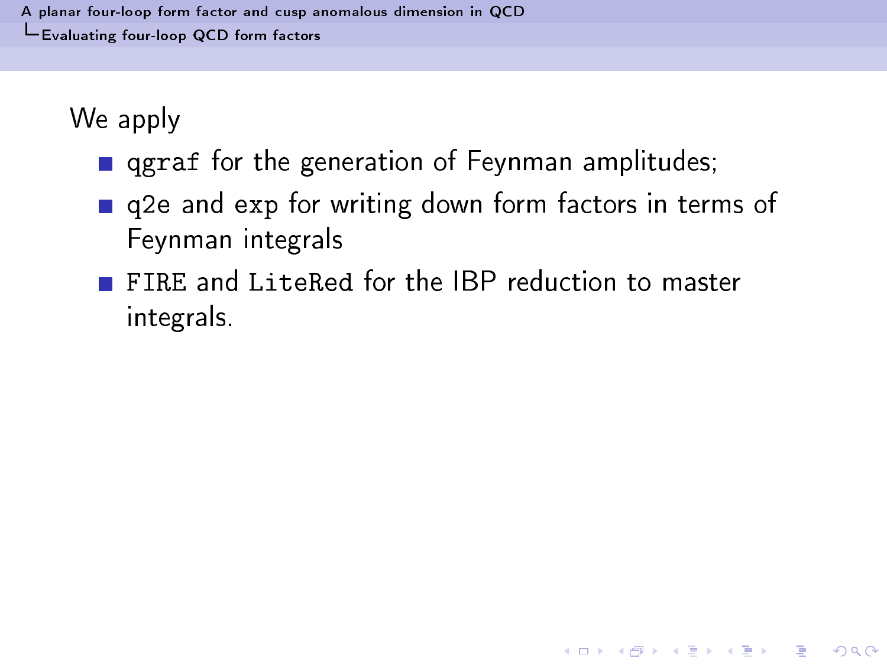We apply

- `qgraf` for the generation of Feynman amplitudes;
- `q2e` and `exp` for writing down form factors in terms of Feynman integrals
- `FIRE` and `LiteRed` for the IBP reduction to master integrals.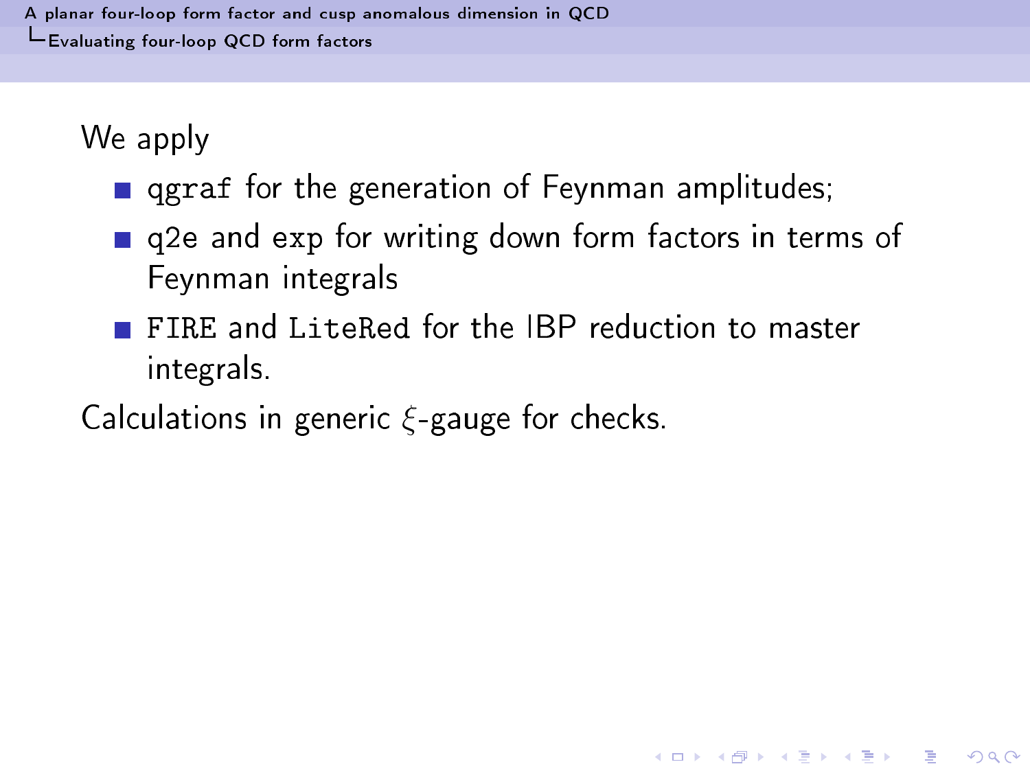We apply

- `qgraf` for the generation of Feynman amplitudes;
- `q2e` and `exp` for writing down form factors in terms of Feynman integrals
- `FIRE` and `LiteRed` for the IBP reduction to master integrals.

Calculations in generic $\xi$-gauge for checks.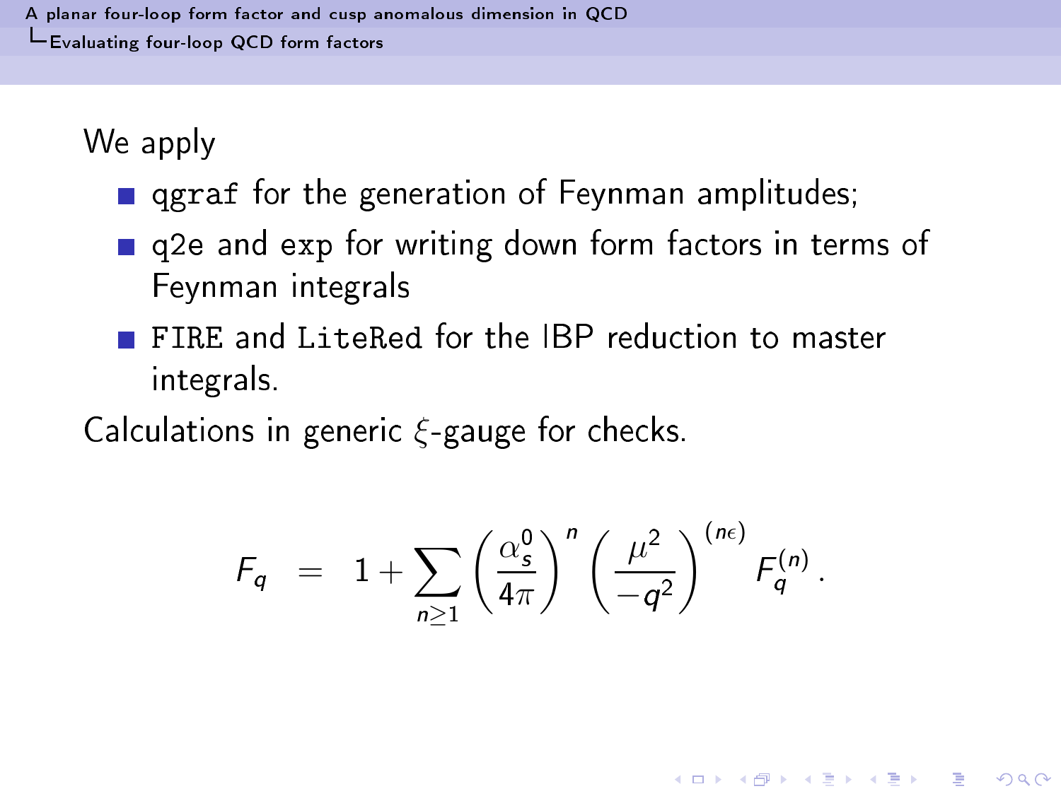We apply

- `qgraf` for the generation of Feynman amplitudes;
- `q2e` and `exp` for writing down form factors in terms of Feynman integrals
- `FIRE` and `LiteRed` for the IBP reduction to master integrals.

Calculations in generic $\xi$-gauge for checks.

$$F_q \quad = \quad 1 + \sum_{n \geq 1} \left( \frac{\alpha_s^0}{4\pi} \right)^n \left( \frac{\mu^2}{-q^2} \right)^{(n\epsilon)} F_q^{(n)} \,.$$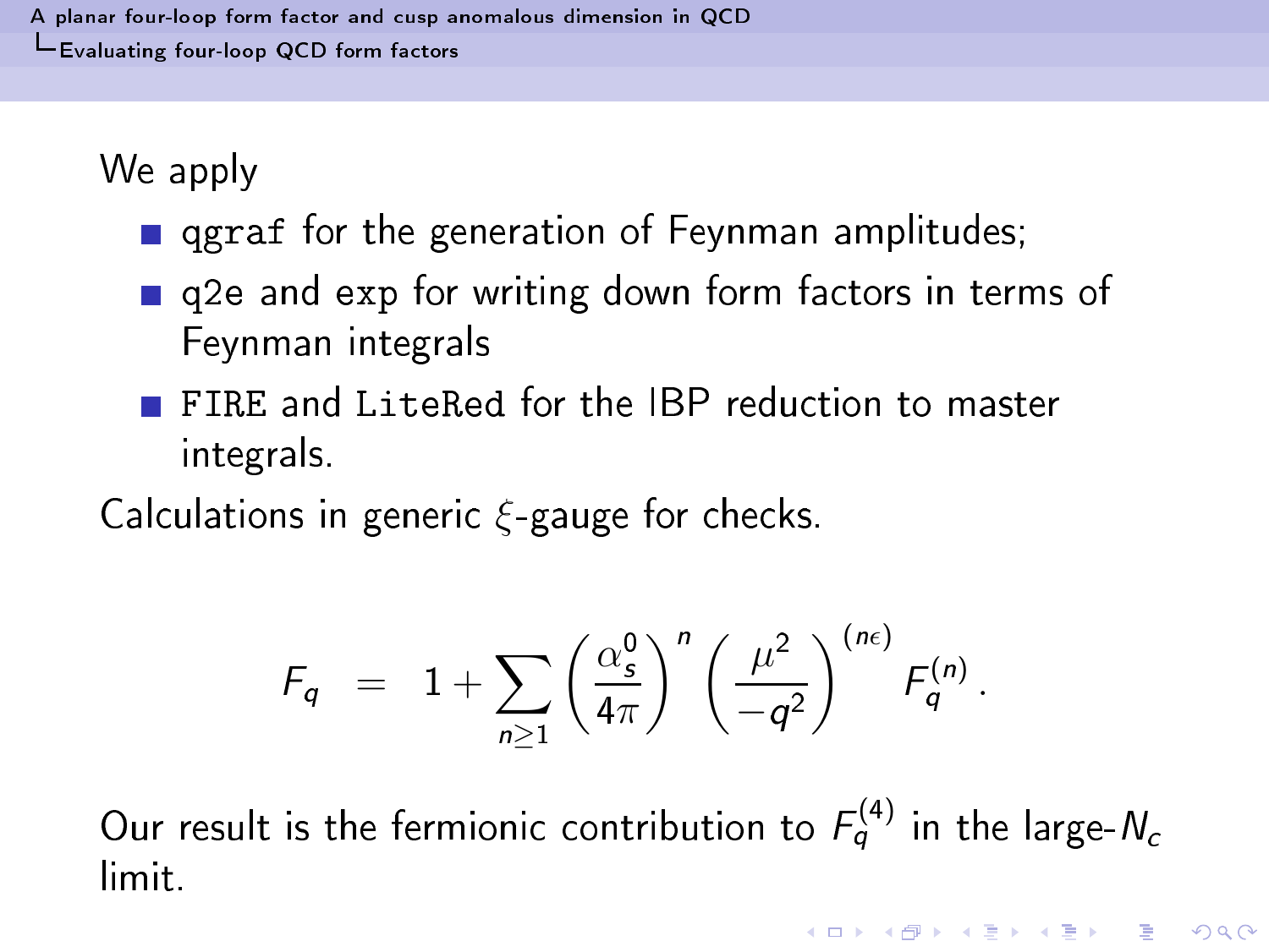We apply

- `qgraf` for the generation of Feynman amplitudes;
- `q2e` and `exp` for writing down form factors in terms of Feynman integrals
- `FIRE` and `LiteRed` for the IBP reduction to master integrals.

Calculations in generic $\xi$-gauge for checks.

$$F_q \;=\; 1 + \sum_{n\geq 1} \left(\frac{\alpha_s^0}{4\pi}\right)^n \left(\frac{\mu^2}{-q^2}\right)^{(n\epsilon)} F_q^{(n)} \,.$$

Our result is the fermionic contribution to $F_q^{(4)}$ in the large-$N_c$ limit.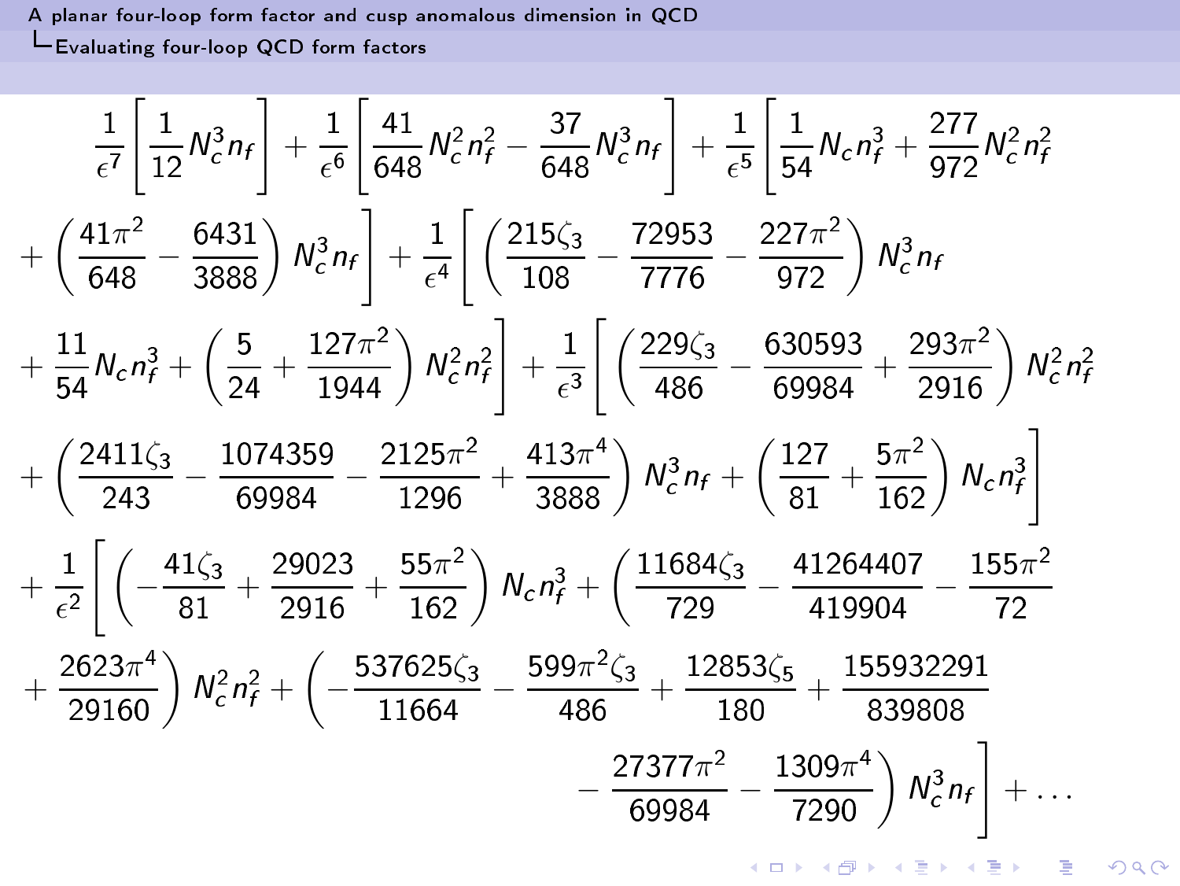$$
\begin{aligned}
&\frac{1}{\epsilon^7}\left[\frac{1}{12}N_c^3 n_f\right] + \frac{1}{\epsilon^6}\left[\frac{41}{648}N_c^2 n_f^2 - \frac{37}{648}N_c^3 n_f\right] + \frac{1}{\epsilon^5}\left[\frac{1}{54}N_c n_f^3 + \frac{277}{972}N_c^2 n_f^2\right. \\
&\left. + \left(\frac{41\pi^2}{648} - \frac{6431}{3888}\right)N_c^3 n_f\right] + \frac{1}{\epsilon^4}\left[\left(\frac{215\zeta_3}{108} - \frac{72953}{7776} - \frac{227\pi^2}{972}\right)N_c^3 n_f\right. \\
&\left. + \frac{11}{54}N_c n_f^3 + \left(\frac{5}{24} + \frac{127\pi^2}{1944}\right)N_c^2 n_f^2\right] + \frac{1}{\epsilon^3}\left[\left(\frac{229\zeta_3}{486} - \frac{630593}{69984} + \frac{293\pi^2}{2916}\right)N_c^2 n_f^2\right. \\
&\left. + \left(\frac{2411\zeta_3}{243} - \frac{1074359}{69984} - \frac{2125\pi^2}{1296} + \frac{413\pi^4}{3888}\right)N_c^3 n_f + \left(\frac{127}{81} + \frac{5\pi^2}{162}\right)N_c n_f^3\right] \\
&+ \frac{1}{\epsilon^2}\left[\left(-\frac{41\zeta_3}{81} + \frac{29023}{2916} + \frac{55\pi^2}{162}\right)N_c n_f^3 + \left(\frac{11684\zeta_3}{729} - \frac{41264407}{419904} - \frac{155\pi^2}{72}\right.\right. \\
&\left. + \frac{2623\pi^4}{29160}\right)N_c^2 n_f^2 + \left(-\frac{537625\zeta_3}{11664} - \frac{599\pi^2\zeta_3}{486} + \frac{12853\zeta_5}{180} + \frac{155932291}{839808}\right. \\
&\left.\left. \qquad\qquad\qquad\qquad - \frac{27377\pi^2}{69984} - \frac{1309\pi^4}{7290}\right)N_c^3 n_f\right] + \ldots
\end{aligned}
$$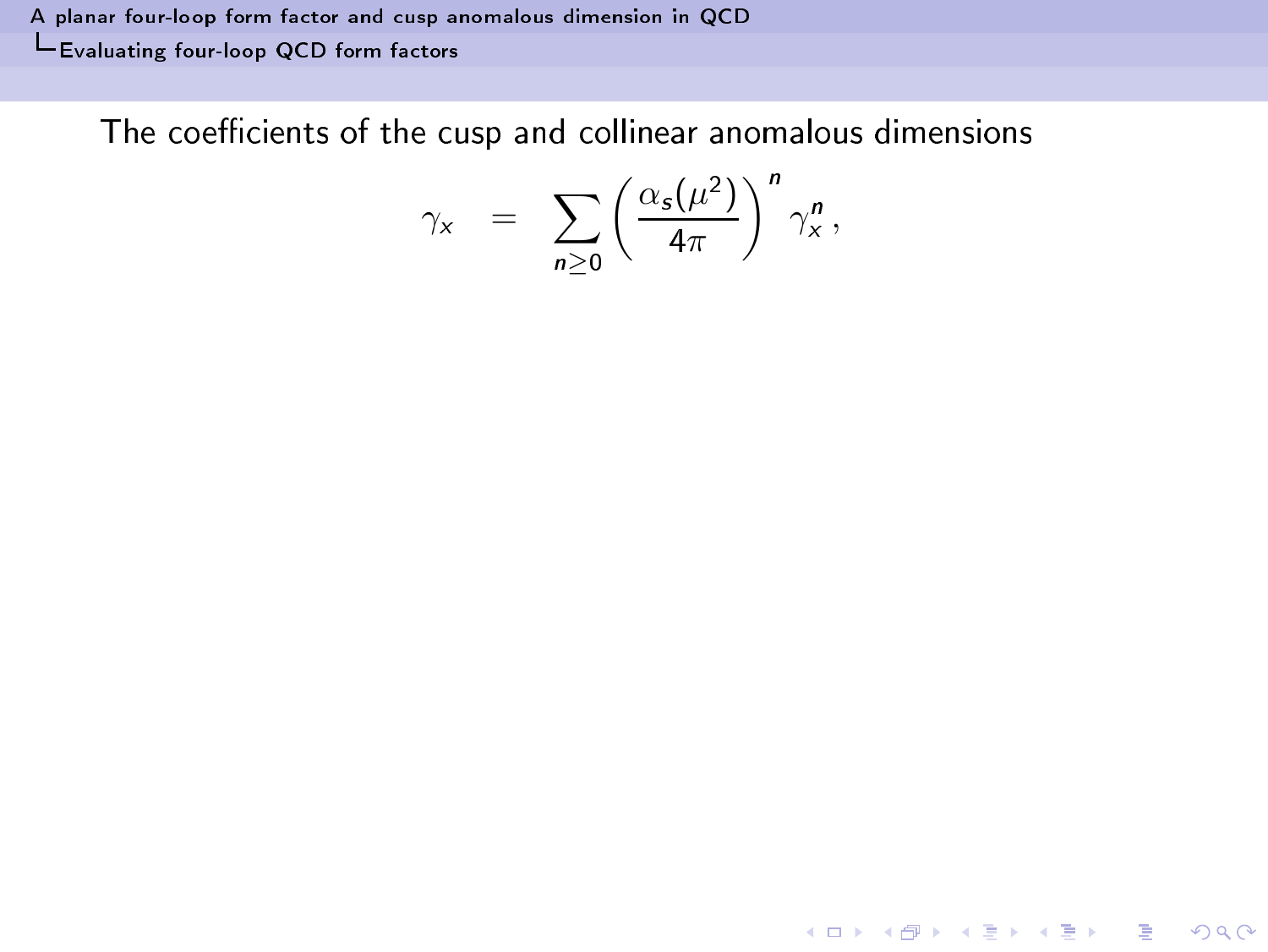The coefficients of the cusp and collinear anomalous dimensions

$$\gamma_x = \sum_{n\geq 0} \left( \frac{\alpha_s(\mu^2)}{4\pi} \right)^n \gamma_x^n ,$$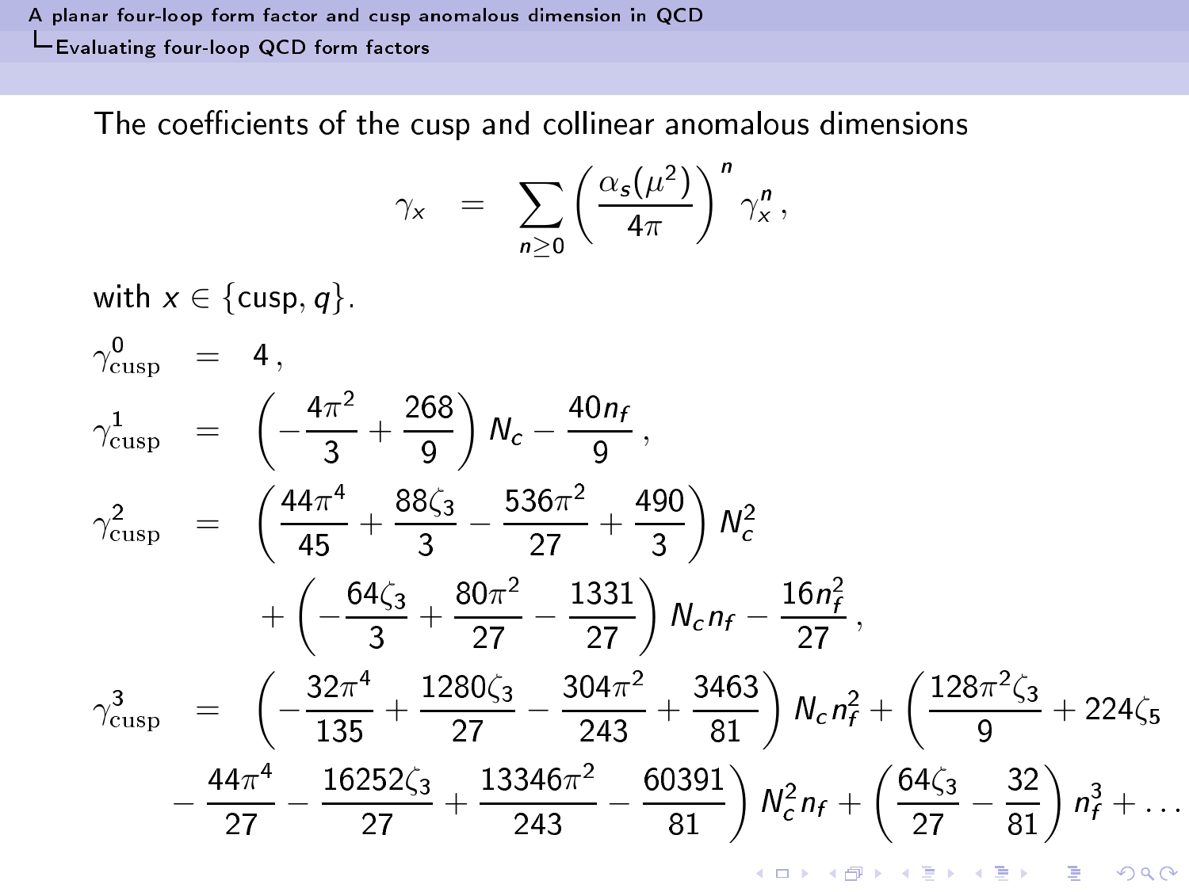The coefficients of the cusp and collinear anomalous dimensions

$$
\gamma_x = \sum_{n\geq 0} \left(\frac{\alpha_s(\mu^2)}{4\pi}\right)^n \gamma_x^n \,,
$$

with $x \in \{\text{cusp}, q\}$.

$$
\begin{aligned}
\gamma^0_{\text{cusp}} &= 4\,, \\
\gamma^1_{\text{cusp}} &= \left(-\frac{4\pi^2}{3} + \frac{268}{9}\right) N_c - \frac{40 n_f}{9}\,, \\
\gamma^2_{\text{cusp}} &= \left(\frac{44\pi^4}{45} + \frac{88\zeta_3}{3} - \frac{536\pi^2}{27} + \frac{490}{3}\right) N_c^2 \\
&\quad + \left(-\frac{64\zeta_3}{3} + \frac{80\pi^2}{27} - \frac{1331}{27}\right) N_c n_f - \frac{16 n_f^2}{27}\,, \\
\gamma^3_{\text{cusp}} &= \left(-\frac{32\pi^4}{135} + \frac{1280\zeta_3}{27} - \frac{304\pi^2}{243} + \frac{3463}{81}\right) N_c n_f^2 + \left(\frac{128\pi^2\zeta_3}{9} + 224\zeta_5\right. \\
&\quad \left. - \frac{44\pi^4}{27} - \frac{16252\zeta_3}{27} + \frac{13346\pi^2}{243} - \frac{60391}{81}\right) N_c^2 n_f + \left(\frac{64\zeta_3}{27} - \frac{32}{81}\right) n_f^3 + \ldots
\end{aligned}
$$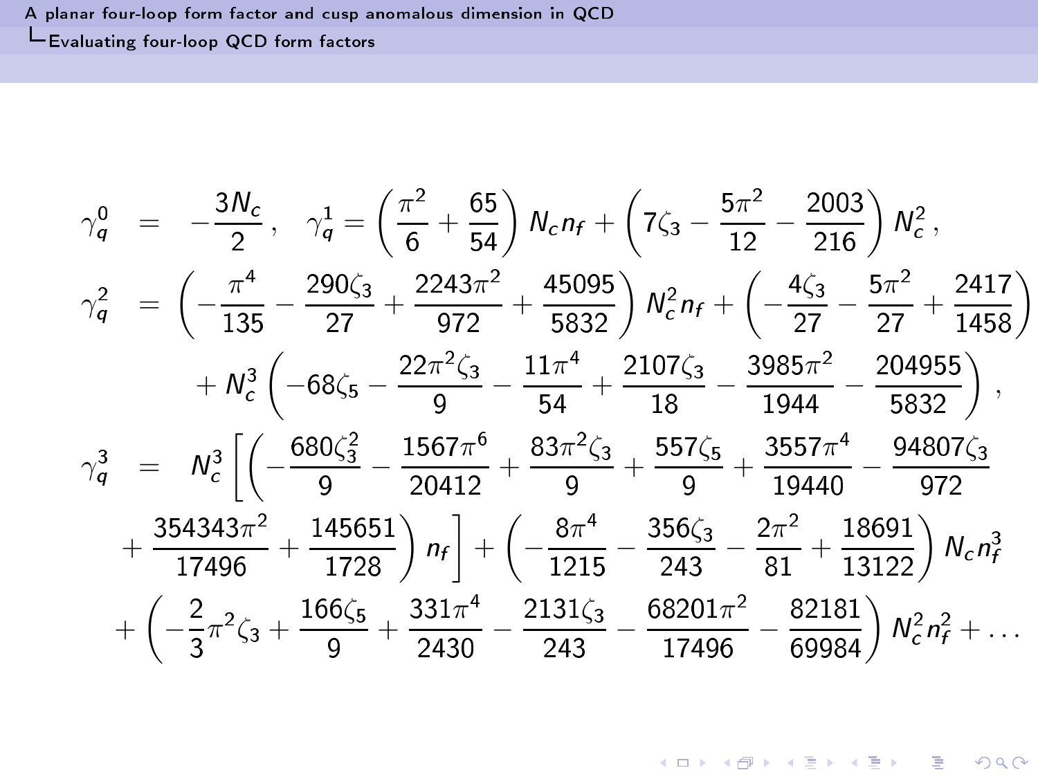$$
\begin{aligned}
\gamma_q^0 &= -\frac{3N_c}{2}\,, \quad \gamma_q^1 = \left(\frac{\pi^2}{6}+\frac{65}{54}\right)N_c n_f + \left(7\zeta_3 - \frac{5\pi^2}{12} - \frac{2003}{216}\right)N_c^2\,, \\
\gamma_q^2 &= \left(-\frac{\pi^4}{135} - \frac{290\zeta_3}{27} + \frac{2243\pi^2}{972} + \frac{45095}{5832}\right)N_c^2 n_f + \left(-\frac{4\zeta_3}{27} - \frac{5\pi^2}{27} + \frac{2417}{1458}\right) \\
&\quad + N_c^3\left(-68\zeta_5 - \frac{22\pi^2\zeta_3}{9} - \frac{11\pi^4}{54} + \frac{2107\zeta_3}{18} - \frac{3985\pi^2}{1944} - \frac{204955}{5832}\right)\,, \\
\gamma_q^3 &= N_c^3\left[\left(-\frac{680\zeta_3^2}{9} - \frac{1567\pi^6}{20412} + \frac{83\pi^2\zeta_3}{9} + \frac{557\zeta_5}{9} + \frac{3557\pi^4}{19440} - \frac{94807\zeta_3}{972}\right.\right. \\
&\quad \left.\left. + \frac{354343\pi^2}{17496} + \frac{145651}{1728}\right)n_f\right] + \left(-\frac{8\pi^4}{1215} - \frac{356\zeta_3}{243} - \frac{2\pi^2}{81} + \frac{18691}{13122}\right)N_c n_f^3 \\
&\quad + \left(-\frac{2}{3}\pi^2\zeta_3 + \frac{166\zeta_5}{9} + \frac{331\pi^4}{2430} - \frac{2131\zeta_3}{243} - \frac{68201\pi^2}{17496} - \frac{82181}{69984}\right)N_c^2 n_f^2 + \ldots
\end{aligned}
$$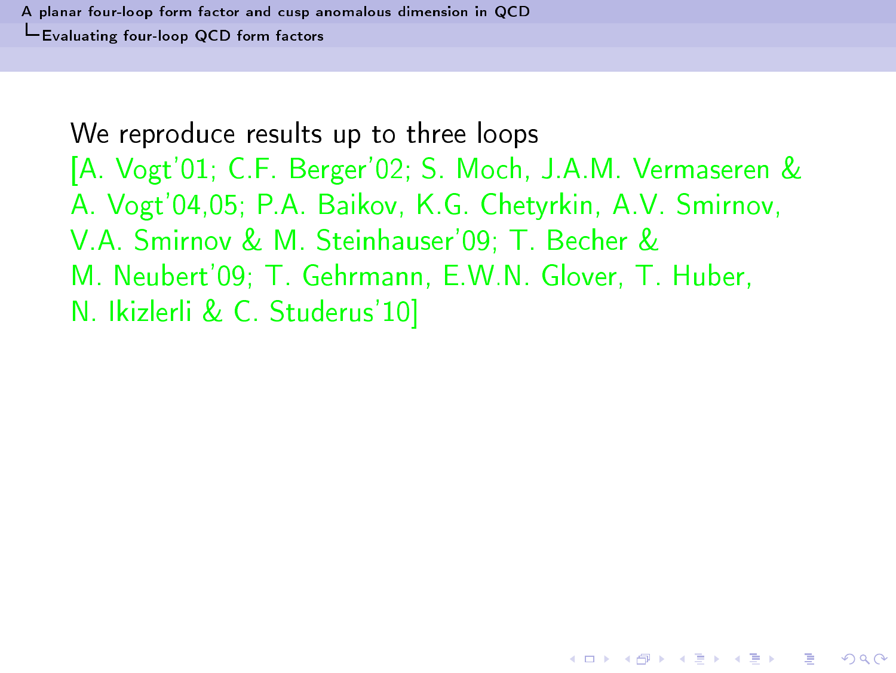We reproduce results up to three loops
[A. Vogt'01; C.F. Berger'02; S. Moch, J.A.M. Vermaseren & A. Vogt'04,05; P.A. Baikov, K.G. Chetyrkin, A.V. Smirnov, V.A. Smirnov & M. Steinhauser'09; T. Becher & M. Neubert'09; T. Gehrmann, E.W.N. Glover, T. Huber, N. Ikizlerli & C. Studerus'10]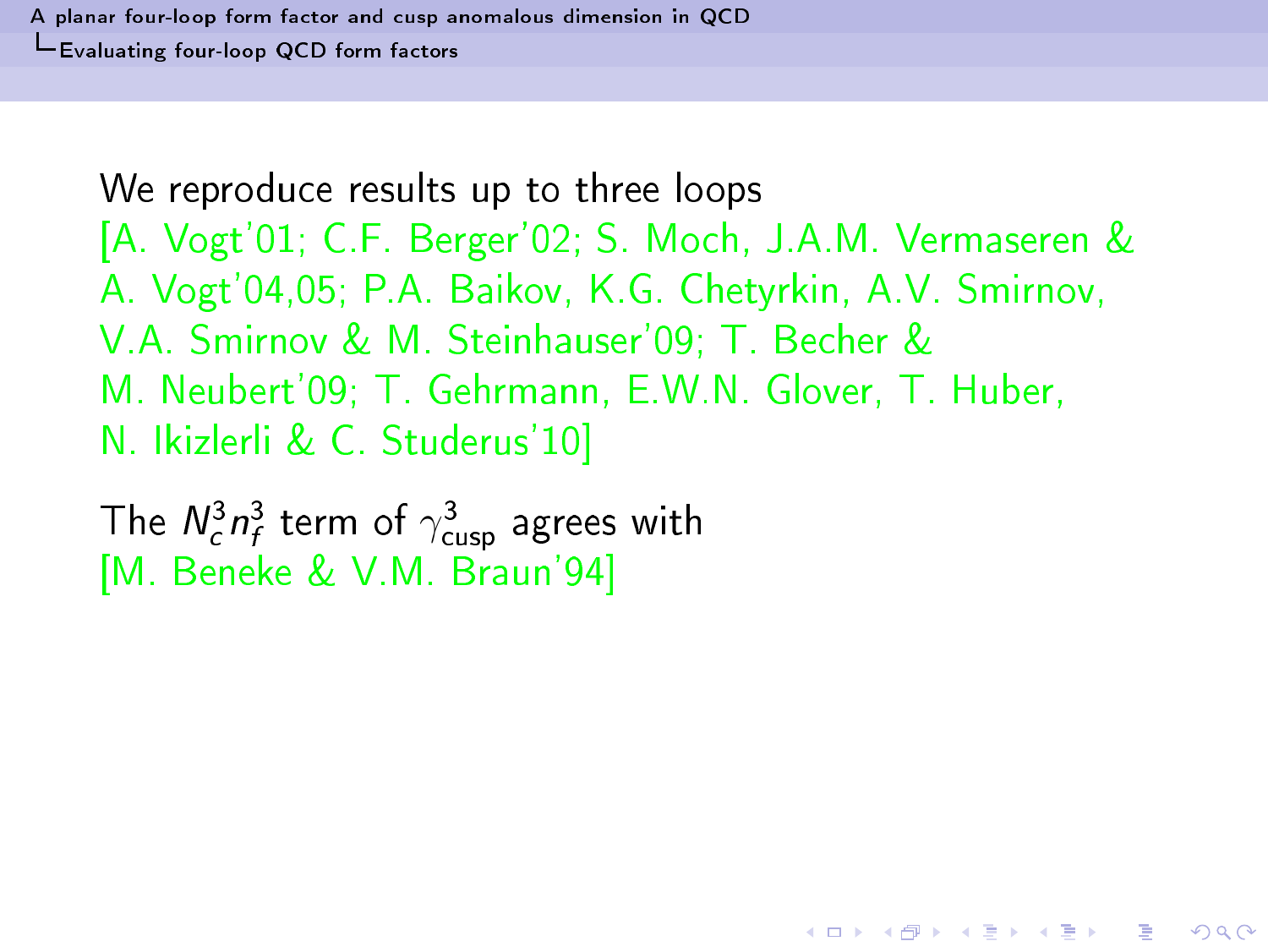We reproduce results up to three loops [A. Vogt'01; C.F. Berger'02; S. Moch, J.A.M. Vermaseren & A. Vogt'04,05; P.A. Baikov, K.G. Chetyrkin, A.V. Smirnov, V.A. Smirnov & M. Steinhauser'09; T. Becher & M. Neubert'09; T. Gehrmann, E.W.N. Glover, T. Huber, N. Ikizlerli & C. Studerus'10]

The $N_c^3 n_f^3$ term of $\gamma_{\text{cusp}}^3$ agrees with [M. Beneke & V.M. Braun'94]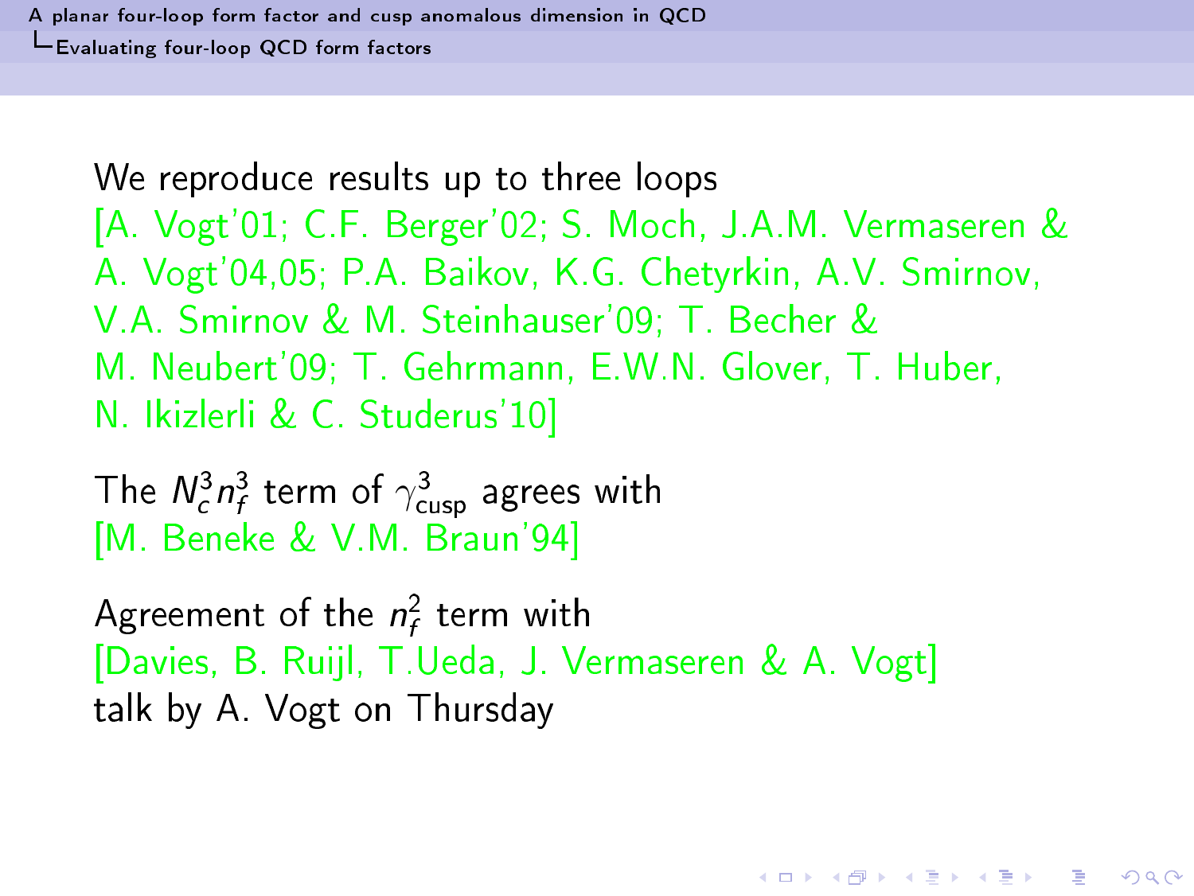We reproduce results up to three loops [A. Vogt'01; C.F. Berger'02; S. Moch, J.A.M. Vermaseren & A. Vogt'04,05; P.A. Baikov, K.G. Chetyrkin, A.V. Smirnov, V.A. Smirnov & M. Steinhauser'09; T. Becher & M. Neubert'09; T. Gehrmann, E.W.N. Glover, T. Huber, N. Ikizlerli & C. Studerus'10]

The $N_c^3 n_f^3$ term of $\gamma^3_{\text{cusp}}$ agrees with [M. Beneke & V.M. Braun'94]

Agreement of the $n_f^2$ term with [Davies, B. Ruijl, T.Ueda, J. Vermaseren & A. Vogt] talk by A. Vogt on Thursday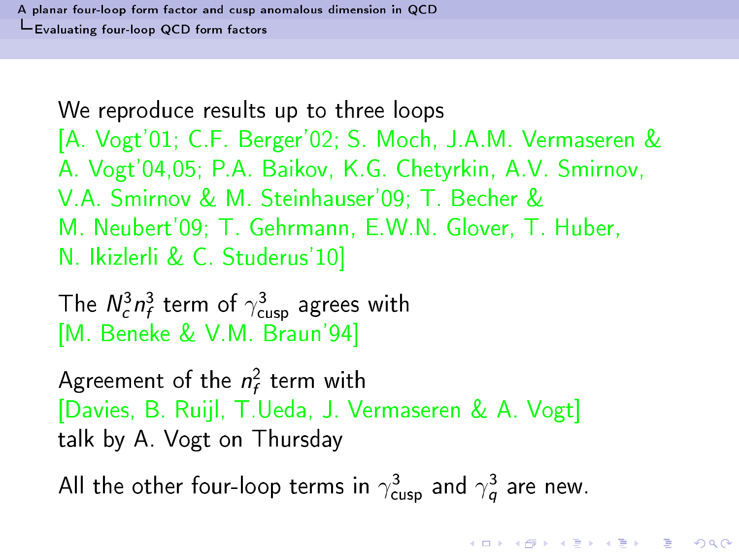We reproduce results up to three loops [A. Vogt'01; C.F. Berger'02; S. Moch, J.A.M. Vermaseren & A. Vogt'04,05; P.A. Baikov, K.G. Chetyrkin, A.V. Smirnov, V.A. Smirnov & M. Steinhauser'09; T. Becher & M. Neubert'09; T. Gehrmann, E.W.N. Glover, T. Huber, N. Ikizlerli & C. Studerus'10]

The $N_c^3 n_f^3$ term of $\gamma^3_{\text{cusp}}$ agrees with [M. Beneke & V.M. Braun'94]

Agreement of the $n_f^2$ term with [Davies, B. Ruijl, T.Ueda, J. Vermaseren & A. Vogt] talk by A. Vogt on Thursday

All the other four-loop terms in $\gamma^3_{\text{cusp}}$ and $\gamma^3_q$ are new.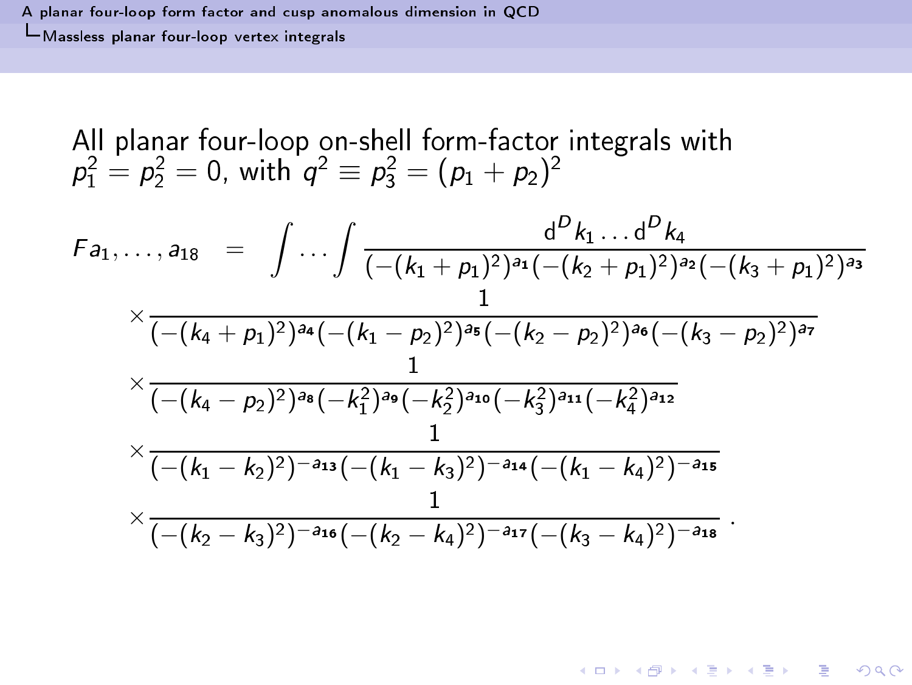All planar four-loop on-shell form-factor integrals with $p_1^2 = p_2^2 = 0$, with $q^2 \equiv p_3^2 = (p_1 + p_2)^2$

$$
\begin{aligned}
F a_1, \ldots, a_{18} \quad = \quad & \int \ldots \int \frac{\mathrm{d}^D k_1 \ldots \mathrm{d}^D k_4}{(-(k_1+p_1)^2)^{a_1}(-(k_2+p_1)^2)^{a_2}(-(k_3+p_1)^2)^{a_3}} \\
& \times \frac{1}{(-(k_4+p_1)^2)^{a_4}(-(k_1-p_2)^2)^{a_5}(-(k_2-p_2)^2)^{a_6}(-(k_3-p_2)^2)^{a_7}} \\
& \times \frac{1}{(-(k_4-p_2)^2)^{a_8}(-k_1^2)^{a_9}(-k_2^2)^{a_{10}}(-k_3^2)^{a_{11}}(-k_4^2)^{a_{12}}} \\
& \times \frac{1}{(-(k_1-k_2)^2)^{-a_{13}}(-(k_1-k_3)^2)^{-a_{14}}(-(k_1-k_4)^2)^{-a_{15}}} \\
& \times \frac{1}{(-(k_2-k_3)^2)^{-a_{16}}(-(k_2-k_4)^2)^{-a_{17}}(-(k_3-k_4)^2)^{-a_{18}}} \, .
\end{aligned}
$$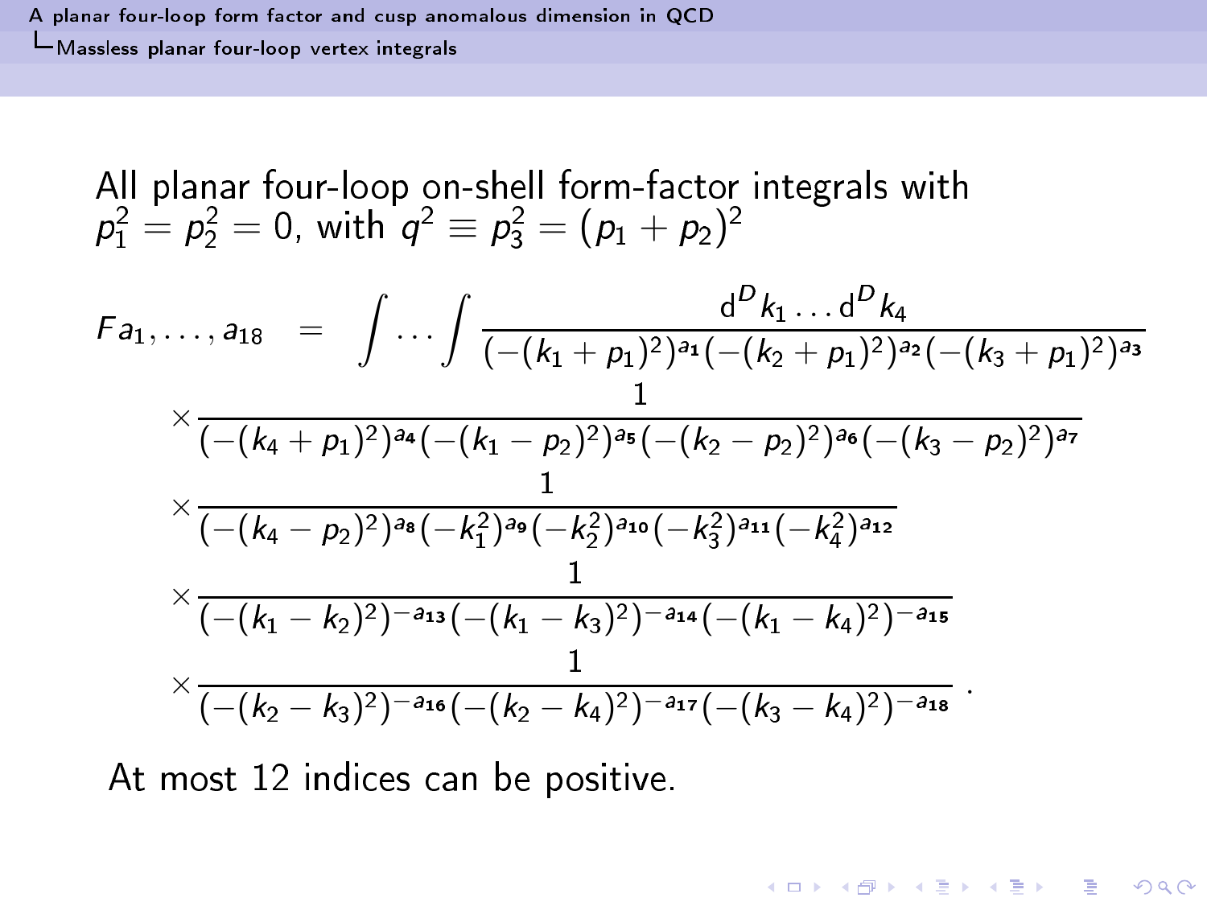All planar four-loop on-shell form-factor integrals with $p_1^2 = p_2^2 = 0$, with $q^2 \equiv p_3^2 = (p_1 + p_2)^2$

$$
\begin{aligned}
F a_1, \ldots, a_{18} \quad = \quad & \int \ldots \int \frac{\mathrm{d}^D k_1 \ldots \mathrm{d}^D k_4}{(-(k_1+p_1)^2)^{a_1}(-(k_2+p_1)^2)^{a_2}(-(k_3+p_1)^2)^{a_3}} \\
& \times \frac{1}{(-(k_4+p_1)^2)^{a_4}(-(k_1-p_2)^2)^{a_5}(-(k_2-p_2)^2)^{a_6}(-(k_3-p_2)^2)^{a_7}} \\
& \times \frac{1}{(-(k_4-p_2)^2)^{a_8}(-k_1^2)^{a_9}(-k_2^2)^{a_{10}}(-k_3^2)^{a_{11}}(-k_4^2)^{a_{12}}} \\
& \times \frac{1}{(-(k_1-k_2)^2)^{-a_{13}}(-(k_1-k_3)^2)^{-a_{14}}(-(k_1-k_4)^2)^{-a_{15}}} \\
& \times \frac{1}{(-(k_2-k_3)^2)^{-a_{16}}(-(k_2-k_4)^2)^{-a_{17}}(-(k_3-k_4)^2)^{-a_{18}}} \,.
\end{aligned}
$$

At most 12 indices can be positive.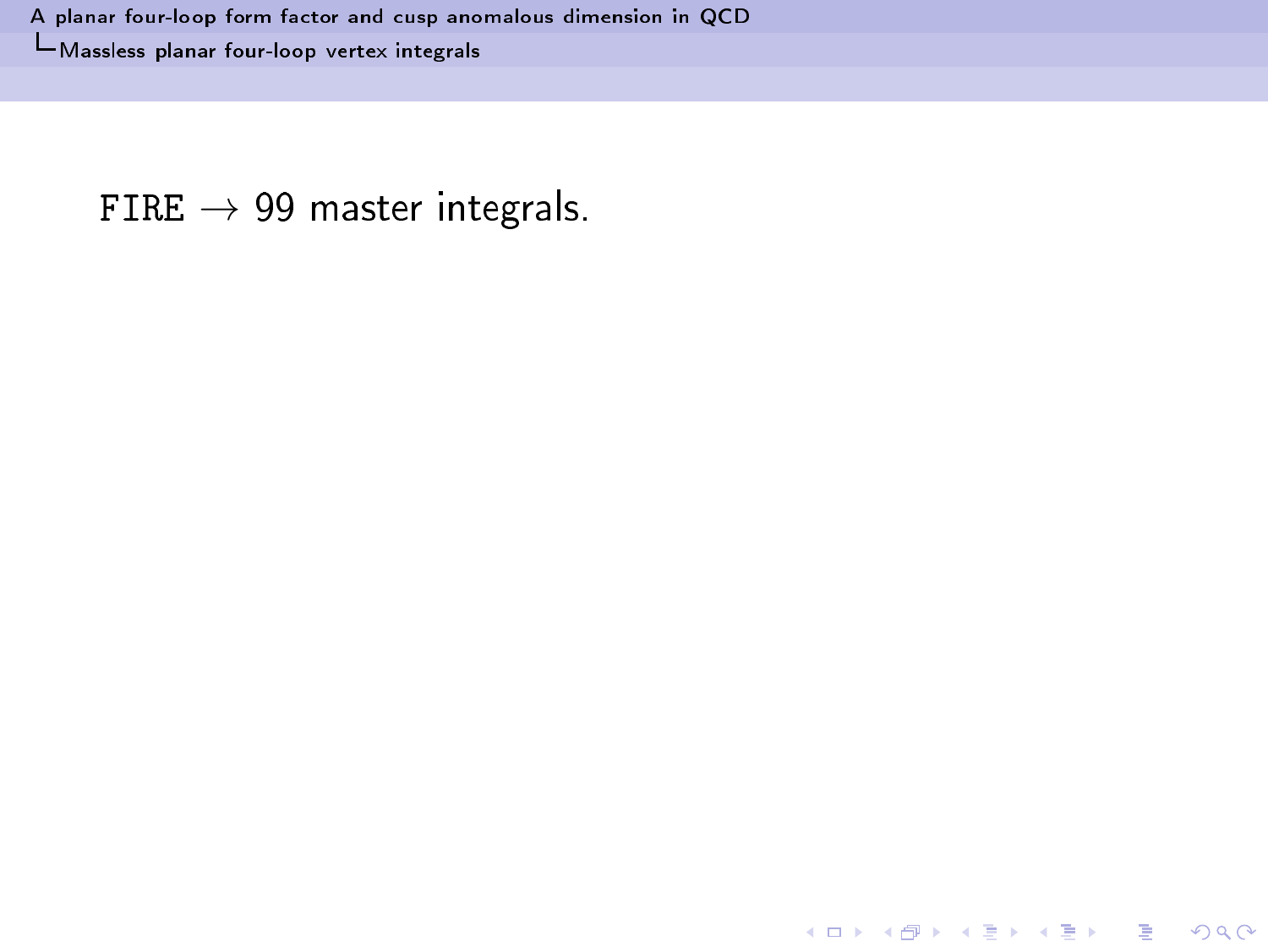FIRE $\rightarrow$ 99 master integrals.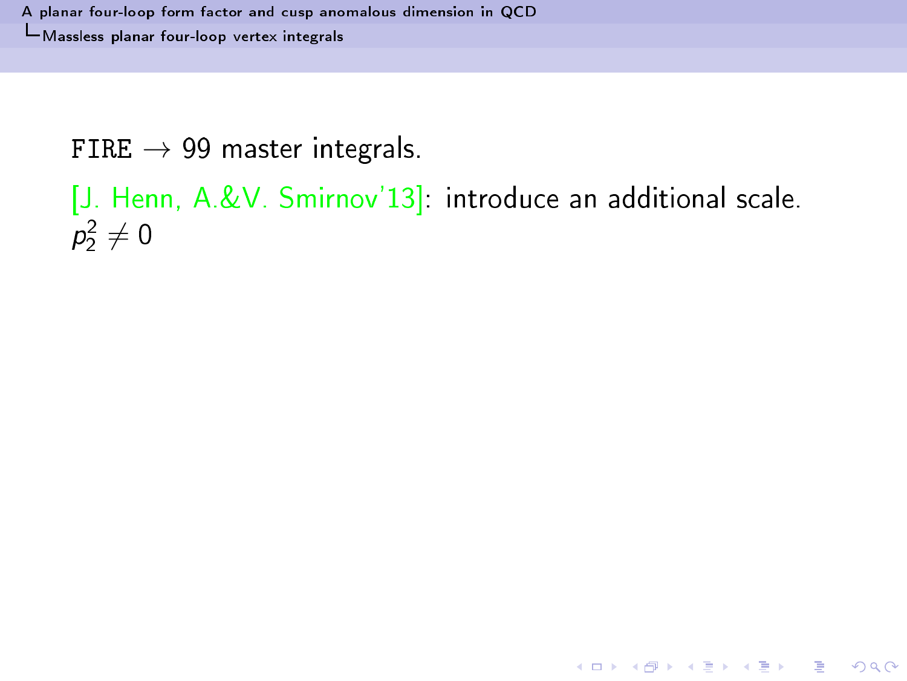FIRE $\rightarrow$ 99 master integrals.

[J. Henn, A.&V. Smirnov'13]: introduce an additional scale.
$p_2^2 \neq 0$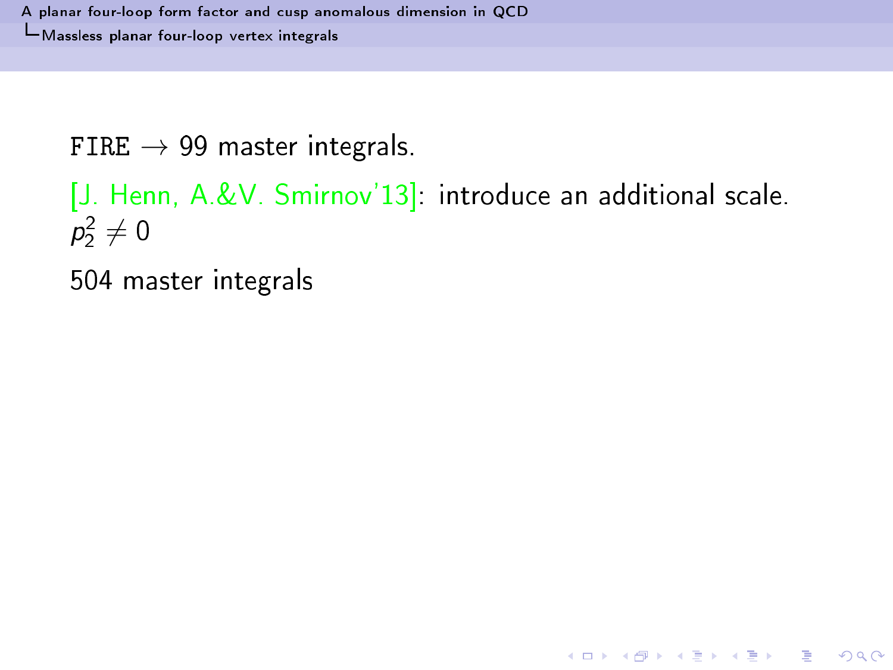FIRE $\rightarrow$ 99 master integrals.

[J. Henn, A.&V. Smirnov'13]: introduce an additional scale.
$p_2^2 \neq 0$

504 master integrals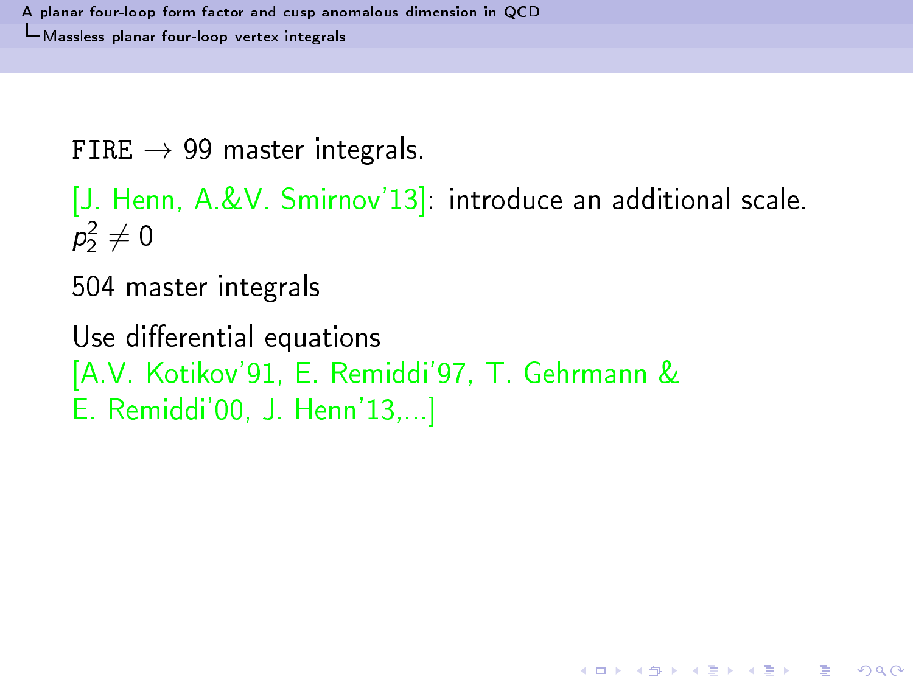FIRE $\rightarrow$ 99 master integrals.

[J. Henn, A.&V. Smirnov'13]: introduce an additional scale.
$p_2^2 \neq 0$

504 master integrals

Use differential equations
[A.V. Kotikov'91, E. Remiddi'97, T. Gehrmann & E. Remiddi'00, J. Henn'13,...]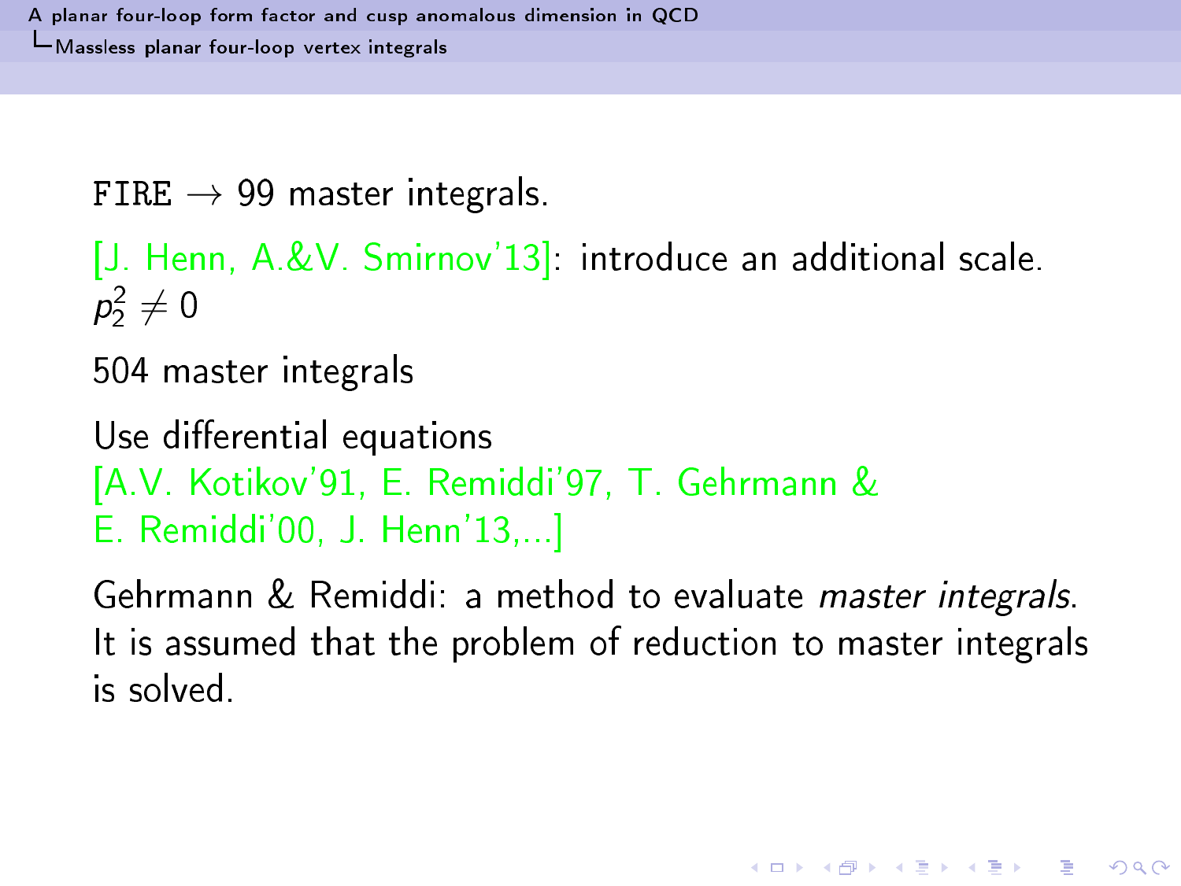FIRE $\rightarrow$ 99 master integrals.

[J. Henn, A.&V. Smirnov'13]: introduce an additional scale. $p_2^2 \neq 0$

504 master integrals

Use differential equations
[A.V. Kotikov'91, E. Remiddi'97, T. Gehrmann & E. Remiddi'00, J. Henn'13,...]

Gehrmann & Remiddi: a method to evaluate *master integrals*. It is assumed that the problem of reduction to master integrals is solved.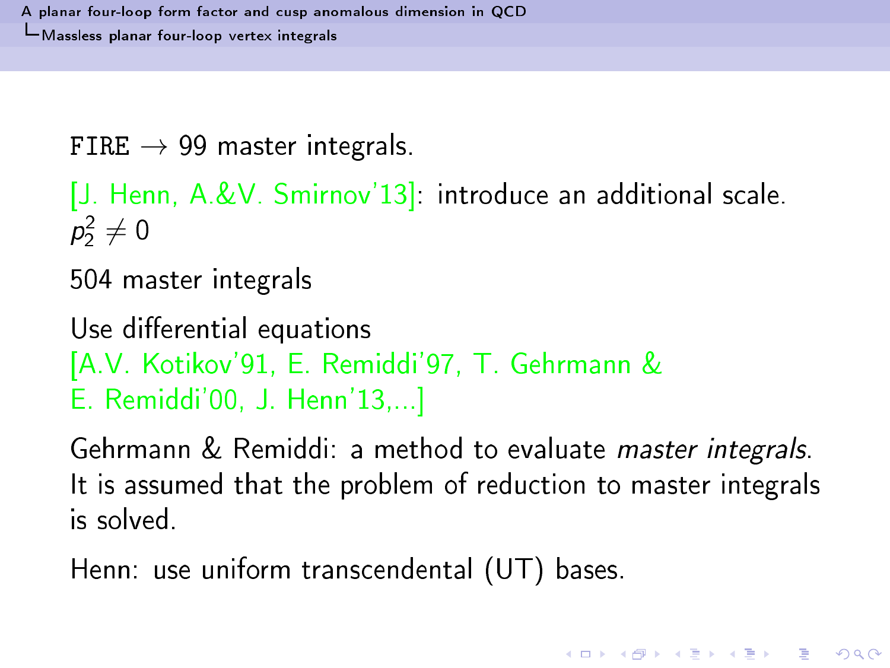FIRE $\rightarrow$ 99 master integrals.

[J. Henn, A.&V. Smirnov'13]: introduce an additional scale. $p_2^2 \neq 0$

504 master integrals

Use differential equations [A.V. Kotikov'91, E. Remiddi'97, T. Gehrmann & E. Remiddi'00, J. Henn'13,...]

Gehrmann & Remiddi: a method to evaluate *master integrals*. It is assumed that the problem of reduction to master integrals is solved.

Henn: use uniform transcendental (UT) bases.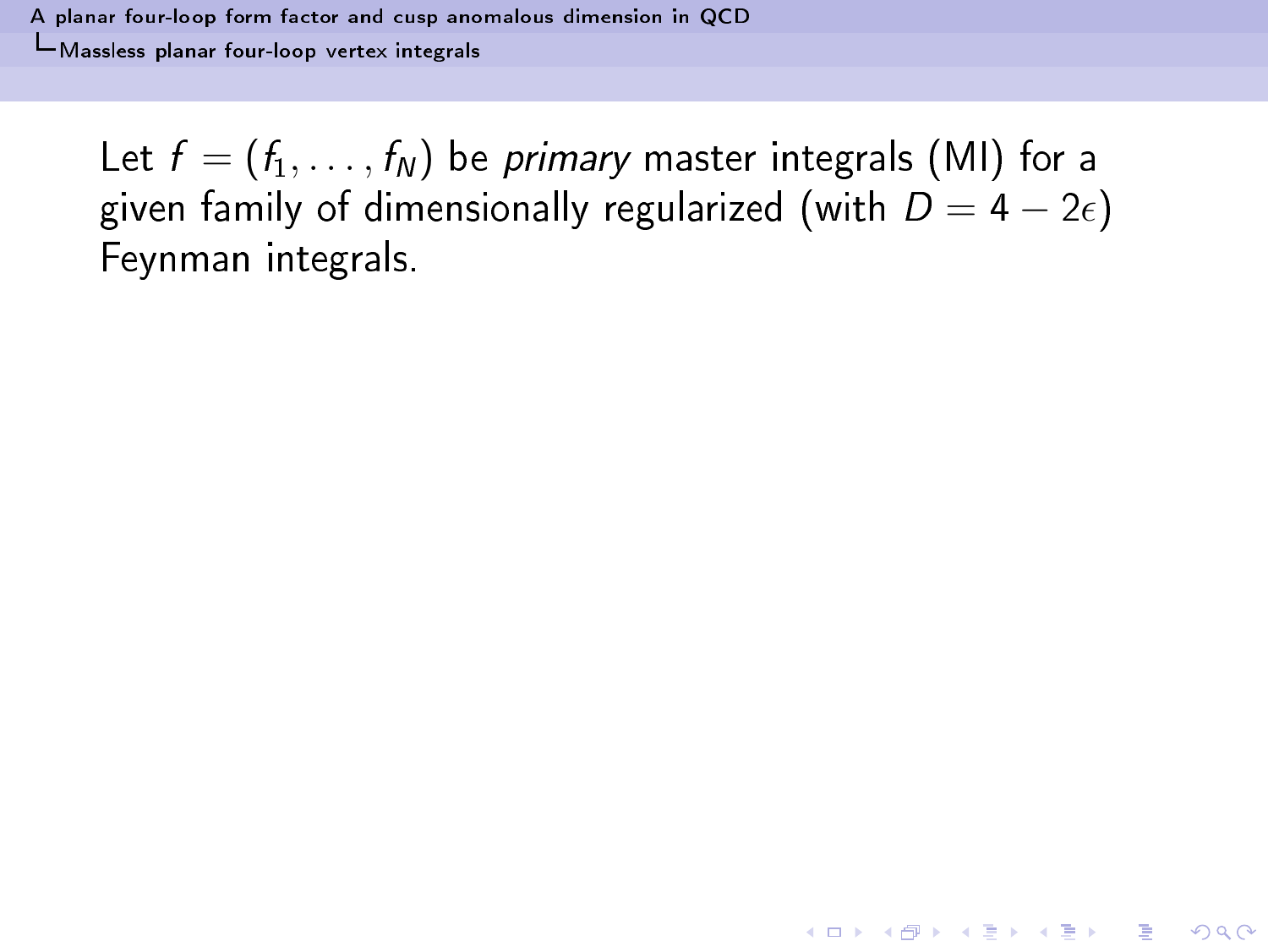Let $f = (f_1, \ldots, f_N)$ be *primary* master integrals (MI) for a given family of dimensionally regularized (with $D = 4 - 2\epsilon$) Feynman integrals.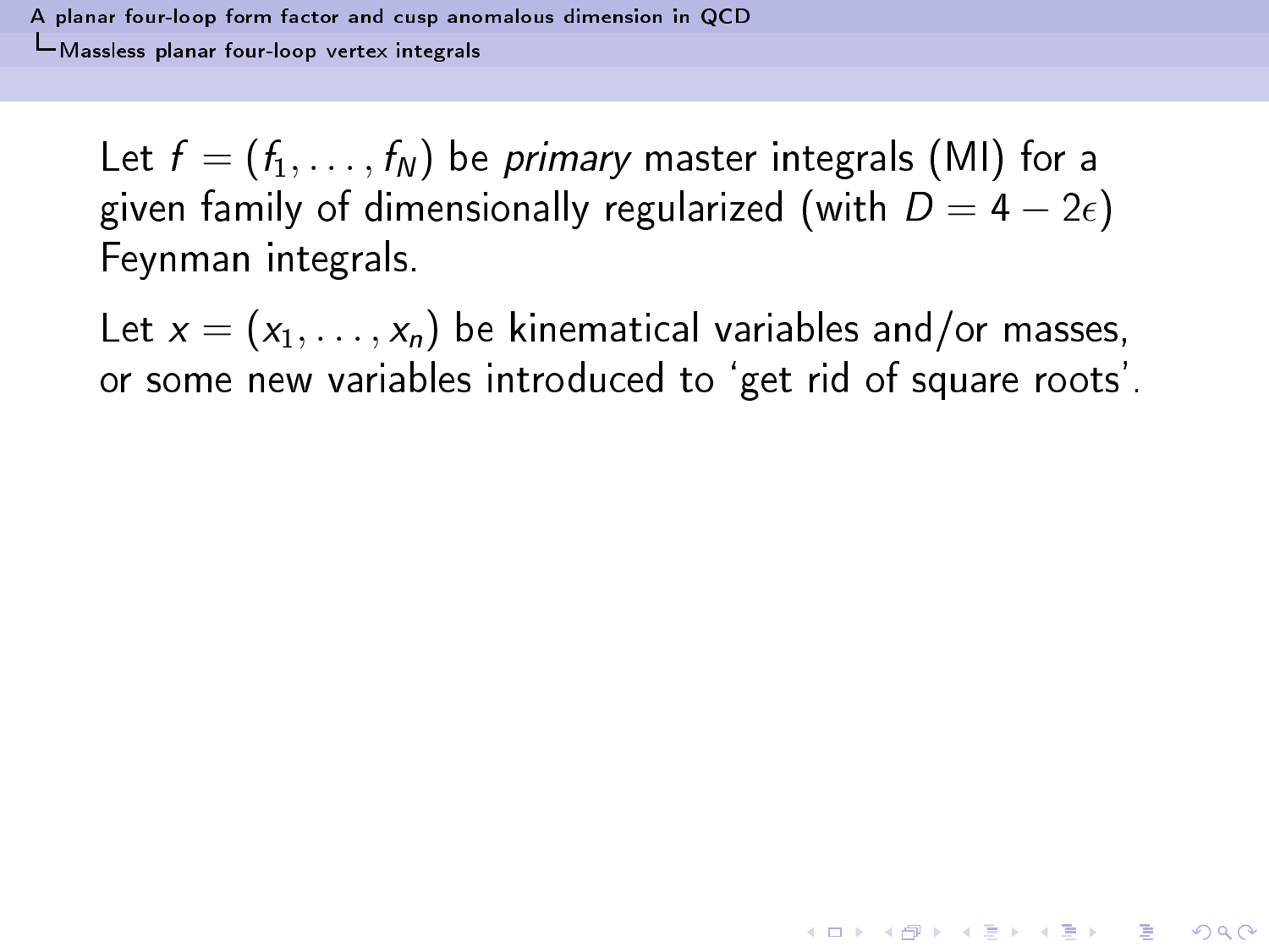Let $f = (f_1, \ldots, f_N)$ be *primary* master integrals (MI) for a given family of dimensionally regularized (with $D = 4 - 2\epsilon$) Feynman integrals.

Let $x = (x_1, \ldots, x_n)$ be kinematical variables and/or masses, or some new variables introduced to 'get rid of square roots'.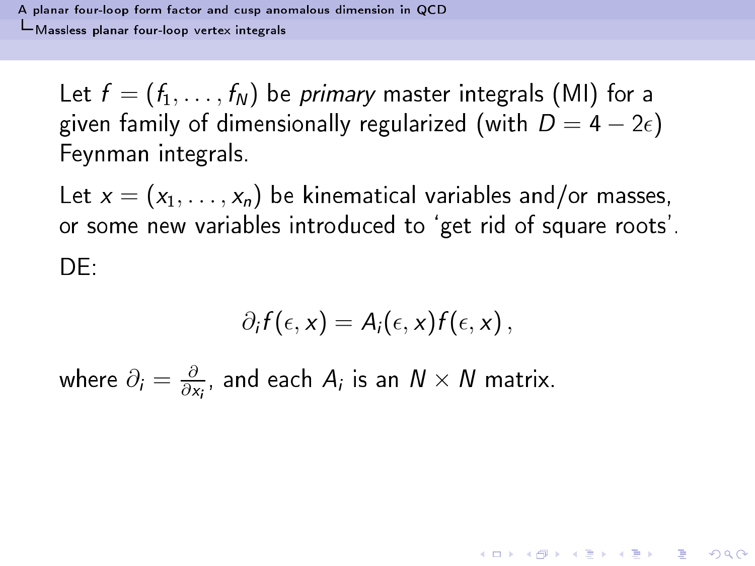Let $f = (f_1, \ldots, f_N)$ be *primary* master integrals (MI) for a given family of dimensionally regularized (with $D = 4 - 2\epsilon$) Feynman integrals.

Let $x = (x_1, \ldots, x_n)$ be kinematical variables and/or masses, or some new variables introduced to 'get rid of square roots'.

DE:

$$\partial_i f(\epsilon, x) = A_i(\epsilon, x) f(\epsilon, x) \,,$$

where $\partial_i = \frac{\partial}{\partial x_i}$, and each $A_i$ is an $N \times N$ matrix.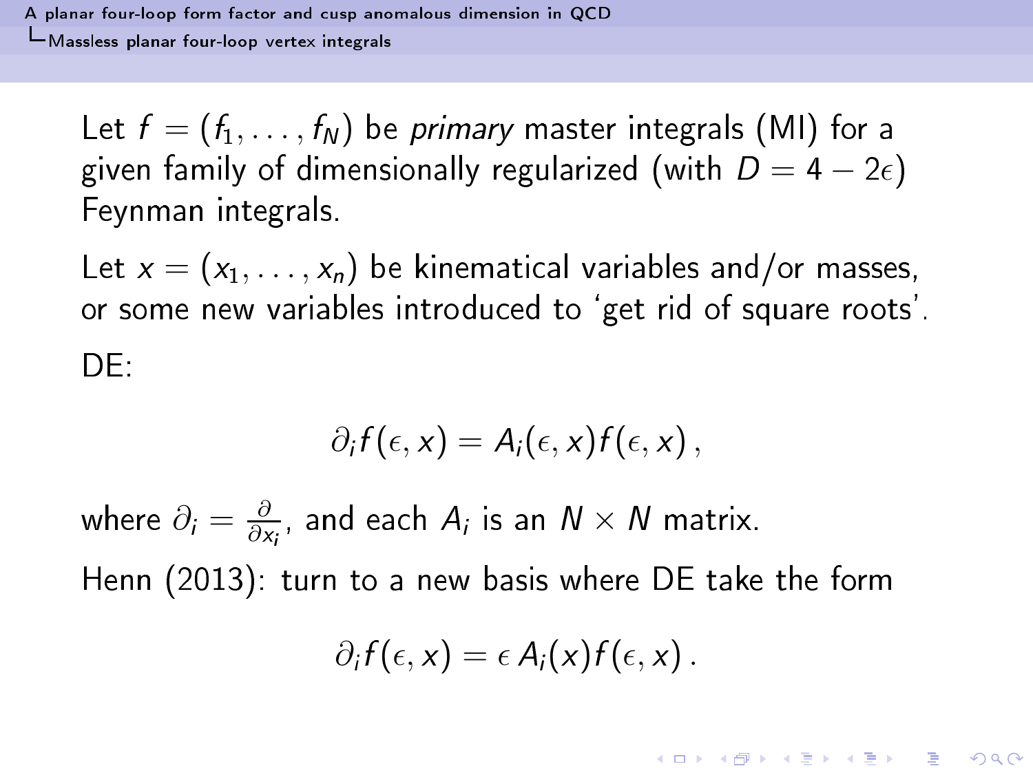Let $f = (f_1, \ldots, f_N)$ be *primary* master integrals (MI) for a given family of dimensionally regularized (with $D = 4 - 2\epsilon$) Feynman integrals.

Let $x = (x_1, \ldots, x_n)$ be kinematical variables and/or masses, or some new variables introduced to 'get rid of square roots'.

DE:

$$\partial_i f(\epsilon, x) = A_i(\epsilon, x) f(\epsilon, x)\,,$$

where $\partial_i = \frac{\partial}{\partial x_i}$, and each $A_i$ is an $N \times N$ matrix.

Henn (2013): turn to a new basis where DE take the form

$$\partial_i f(\epsilon, x) = \epsilon\, A_i(x) f(\epsilon, x)\,.$$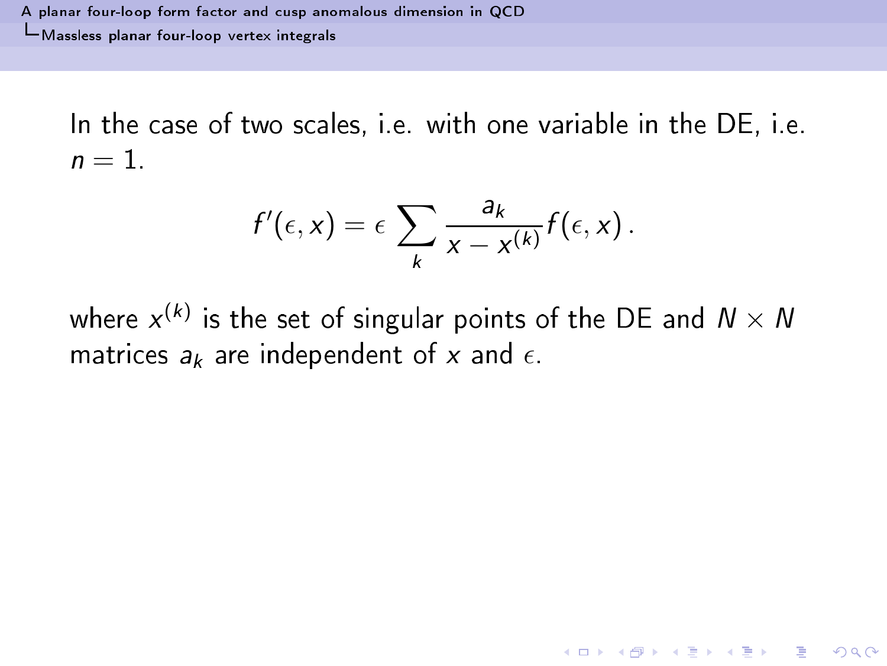In the case of two scales, i.e. with one variable in the DE, i.e. $n = 1$.

$$f'(\epsilon, x) = \epsilon \sum_k \frac{a_k}{x - x^{(k)}} f(\epsilon, x)\,.$$

where $x^{(k)}$ is the set of singular points of the DE and $N \times N$ matrices $a_k$ are independent of $x$ and $\epsilon$.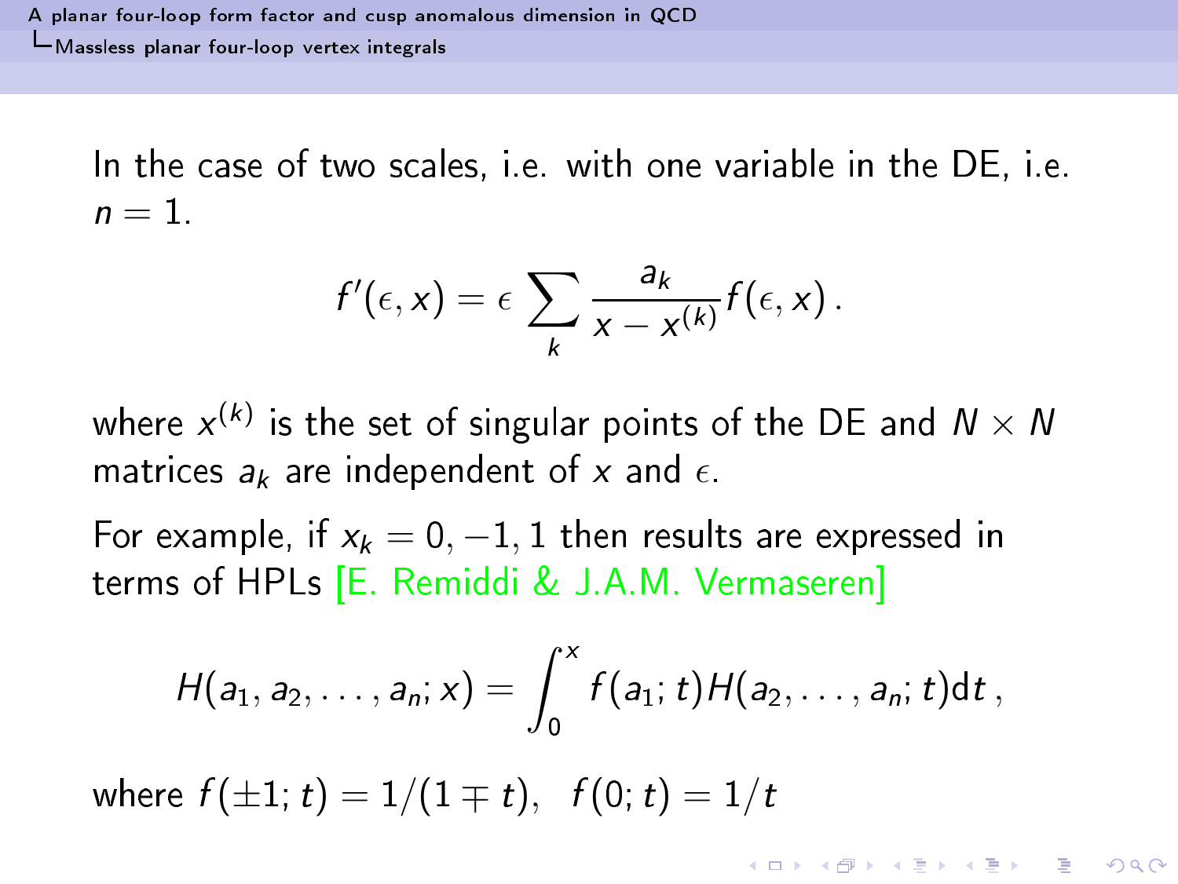In the case of two scales, i.e. with one variable in the DE, i.e. $n = 1$.

$$f'(\epsilon, x) = \epsilon \sum_k \frac{a_k}{x - x^{(k)}} f(\epsilon, x) .$$

where $x^{(k)}$ is the set of singular points of the DE and $N \times N$ matrices $a_k$ are independent of $x$ and $\epsilon$.

For example, if $x_k = 0, -1, 1$ then results are expressed in terms of HPLs [E. Remiddi & J.A.M. Vermaseren]

$$H(a_1, a_2, \ldots, a_n; x) = \int_0^x f(a_1; t) H(a_2, \ldots, a_n; t) \mathrm{d}t \,,$$

where $f(\pm 1; t) = 1/(1 \mp t), \ \ f(0; t) = 1/t$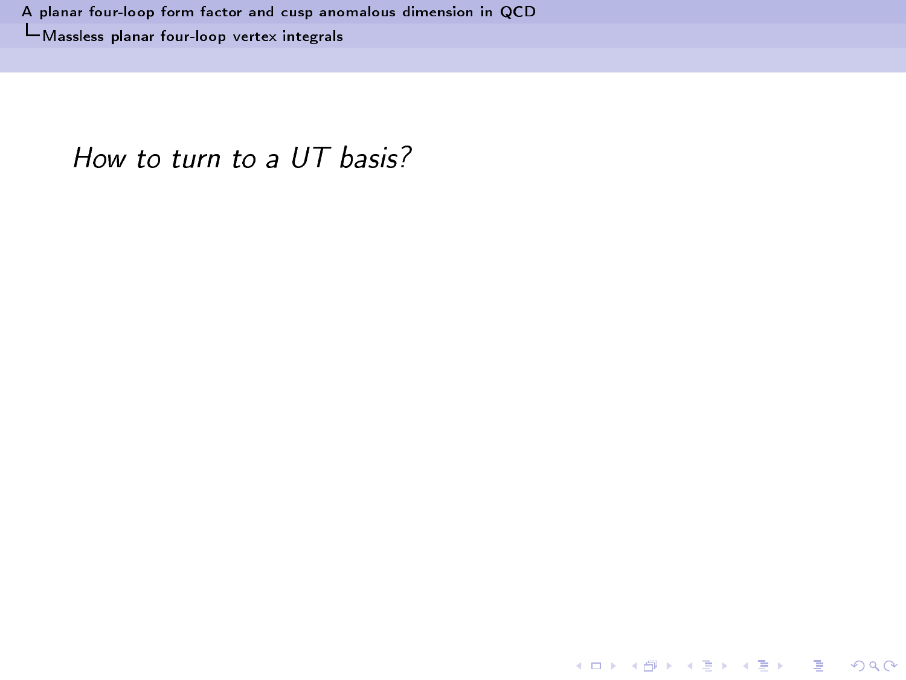*How to turn to a UT basis?*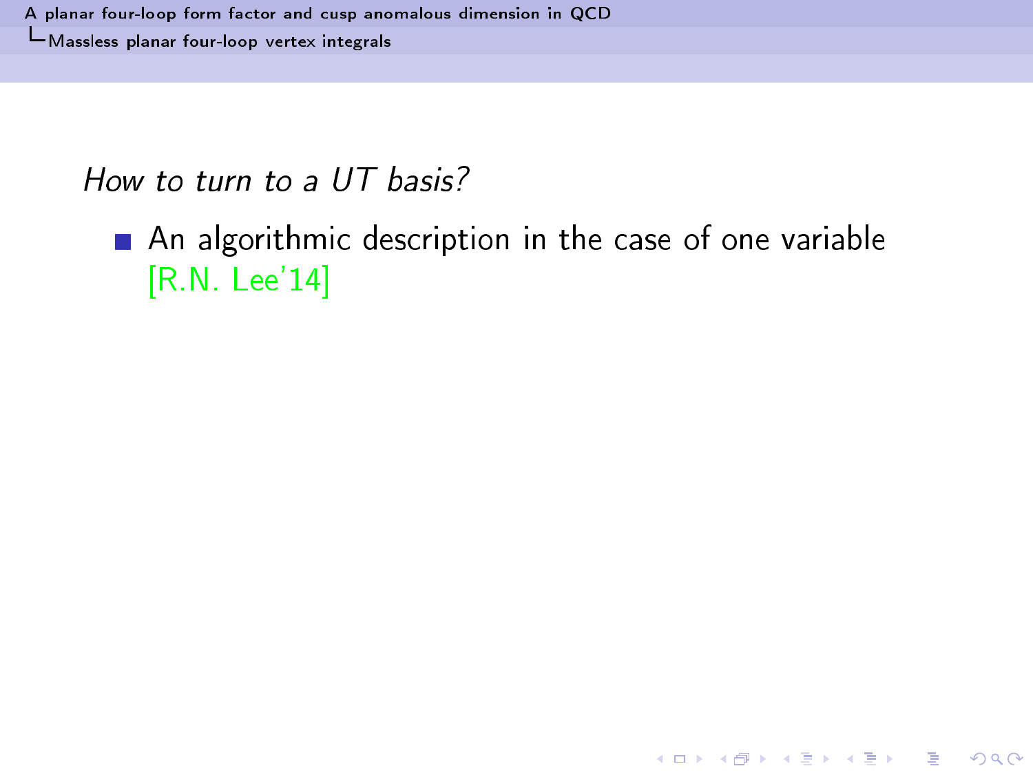*How to turn to a UT basis?*

- An algorithmic description in the case of one variable [R.N. Lee'14]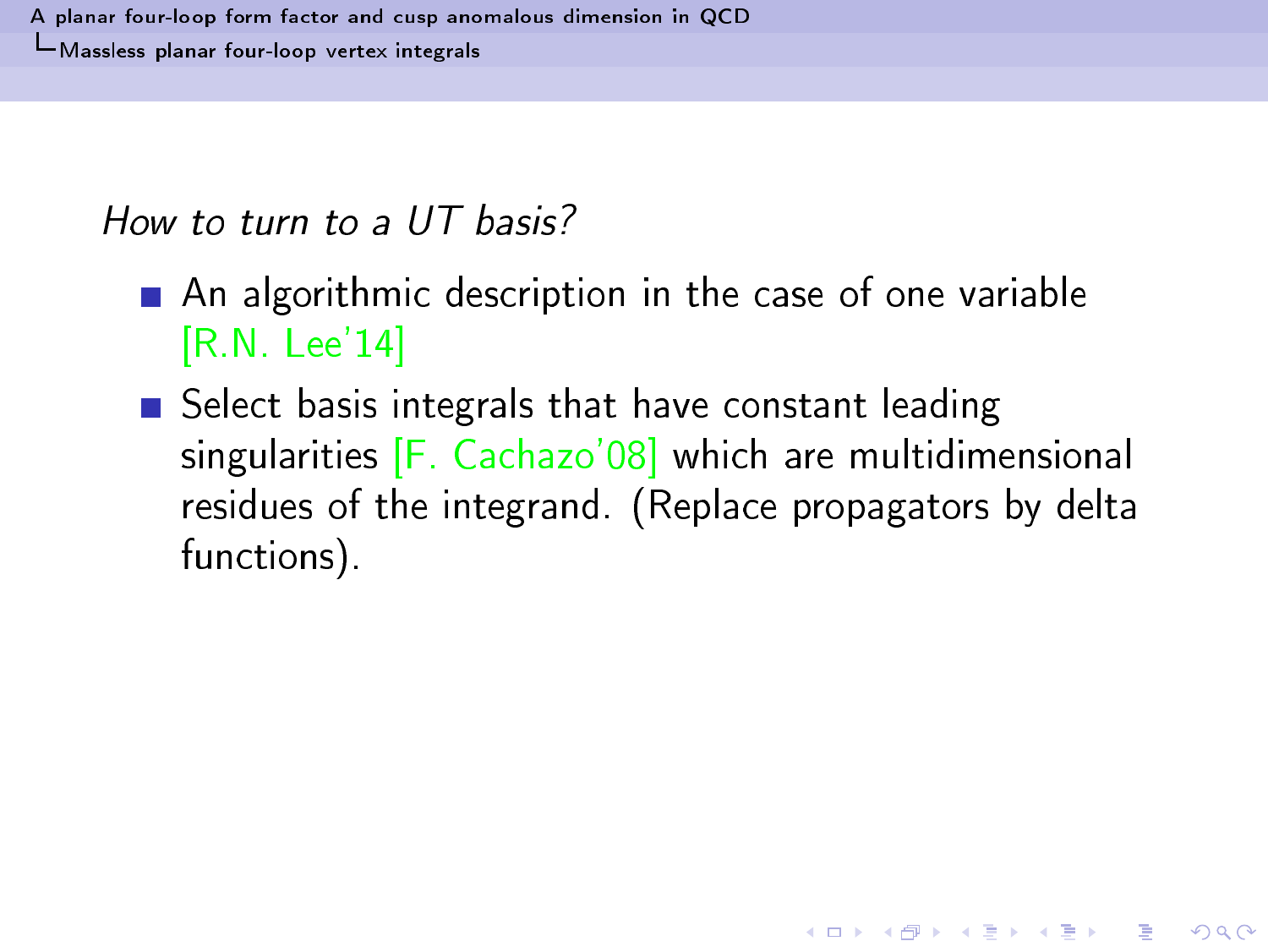*How to turn to a UT basis?*

- An algorithmic description in the case of one variable [R.N. Lee'14]
- Select basis integrals that have constant leading singularities [F. Cachazo'08] which are multidimensional residues of the integrand. (Replace propagators by delta functions).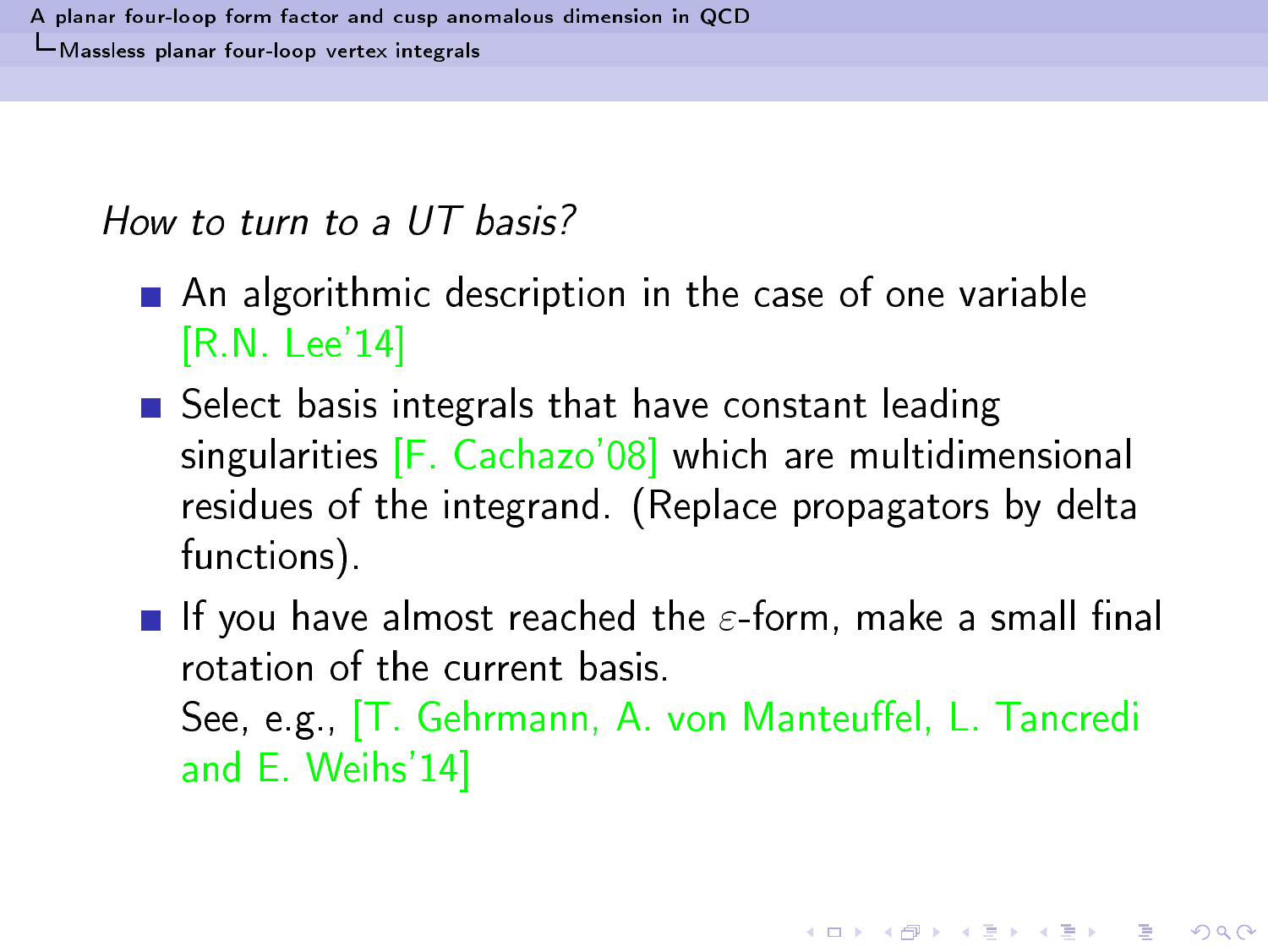*How to turn to a UT basis?*

- An algorithmic description in the case of one variable [R.N. Lee'14]
- Select basis integrals that have constant leading singularities [F. Cachazo'08] which are multidimensional residues of the integrand. (Replace propagators by delta functions).
- If you have almost reached the $\varepsilon$-form, make a small final rotation of the current basis.
  See, e.g., [T. Gehrmann, A. von Manteuffel, L. Tancredi and E. Weihs'14]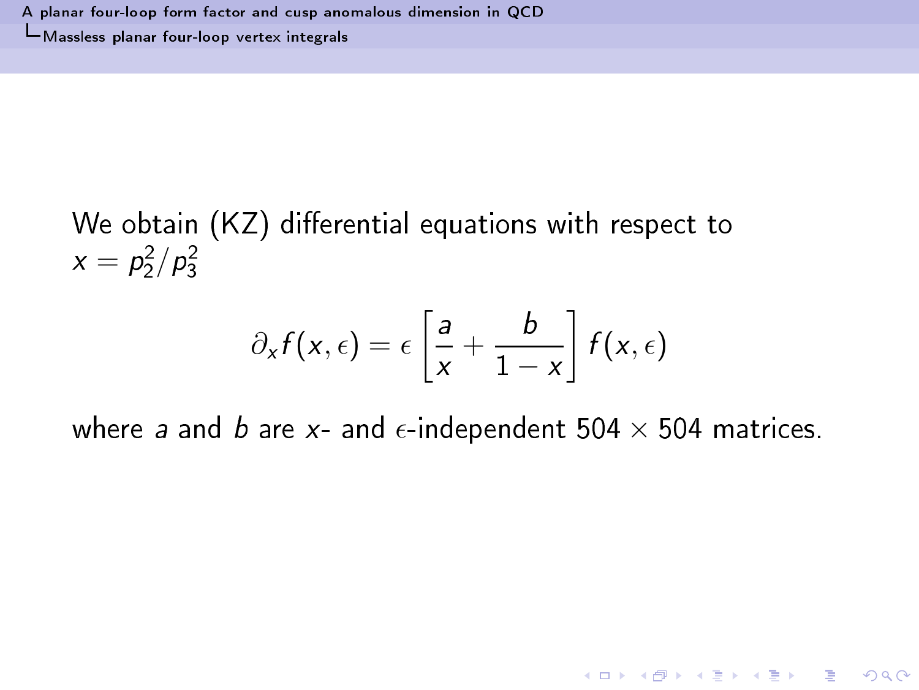We obtain (KZ) differential equations with respect to $x = p_2^2/p_3^2$

$$\partial_x f(x,\epsilon) = \epsilon \left[ \frac{a}{x} + \frac{b}{1-x} \right] f(x,\epsilon)$$

where $a$ and $b$ are $x$- and $\epsilon$-independent $504 \times 504$ matrices.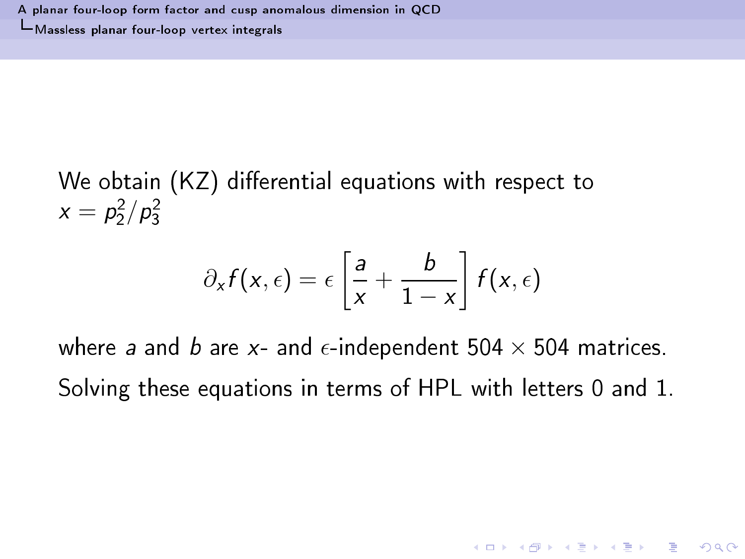We obtain (KZ) differential equations with respect to $x = p_2^2/p_3^2$

$$\partial_x f(x,\epsilon) = \epsilon \left[ \frac{a}{x} + \frac{b}{1-x} \right] f(x,\epsilon)$$

where $a$ and $b$ are $x$- and $\epsilon$-independent $504 \times 504$ matrices.

Solving these equations in terms of HPL with letters 0 and 1.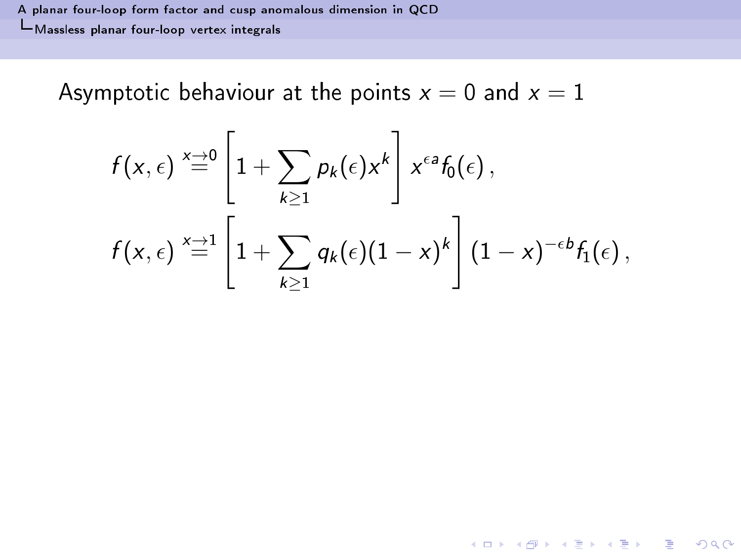Asymptotic behaviour at the points $x = 0$ and $x = 1$

$$
f(x,\epsilon) \overset{x\to 0}{=} \left[1 + \sum_{k\geq 1} p_k(\epsilon) x^k\right] x^{\epsilon a} f_0(\epsilon)\,,
$$

$$
f(x,\epsilon) \overset{x\to 1}{=} \left[1 + \sum_{k\geq 1} q_k(\epsilon)(1-x)^k\right] (1-x)^{-\epsilon b} f_1(\epsilon)\,,
$$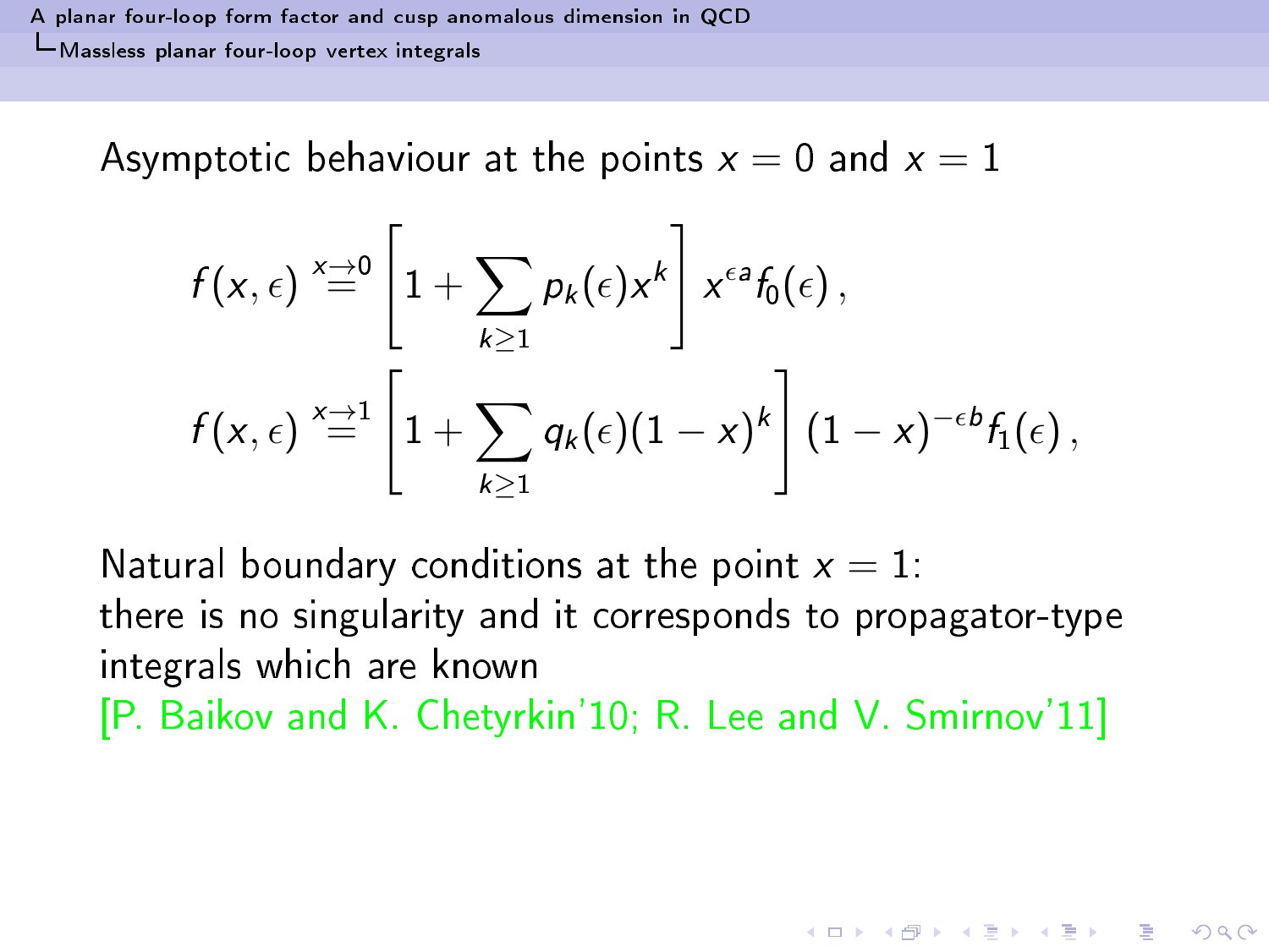Asymptotic behaviour at the points $x = 0$ and $x = 1$

$$f(x,\epsilon) \overset{x \to 0}{=} \left[1 + \sum_{k \geq 1} p_k(\epsilon) x^k\right] x^{\epsilon a} f_0(\epsilon)\,,$$

$$f(x,\epsilon) \overset{x \to 1}{=} \left[1 + \sum_{k \geq 1} q_k(\epsilon)(1-x)^k\right] (1-x)^{-\epsilon b} f_1(\epsilon)\,,$$

Natural boundary conditions at the point $x = 1$:
there is no singularity and it corresponds to propagator-type integrals which are known
[P. Baikov and K. Chetyrkin'10; R. Lee and V. Smirnov'11]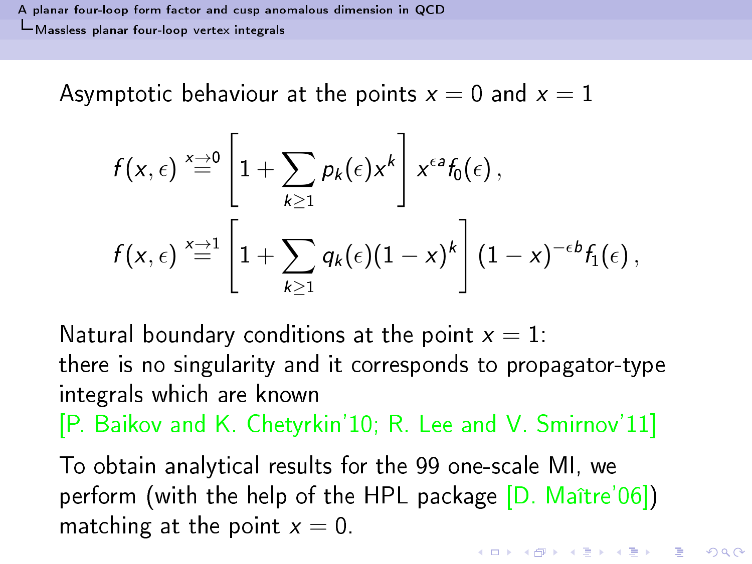Asymptotic behaviour at the points $x = 0$ and $x = 1$

$$f(x,\epsilon) \overset{x\to 0}{=} \left[1 + \sum_{k\geq 1} p_k(\epsilon) x^k\right] x^{\epsilon a} f_0(\epsilon)\,,$$

$$f(x,\epsilon) \overset{x\to 1}{=} \left[1 + \sum_{k\geq 1} q_k(\epsilon)(1-x)^k\right] (1-x)^{-\epsilon b} f_1(\epsilon)\,,$$

Natural boundary conditions at the point $x = 1$:
there is no singularity and it corresponds to propagator-type integrals which are known
[P. Baikov and K. Chetyrkin'10; R. Lee and V. Smirnov'11]

To obtain analytical results for the 99 one-scale MI, we perform (with the help of the HPL package [D. Maître'06]) matching at the point $x = 0$.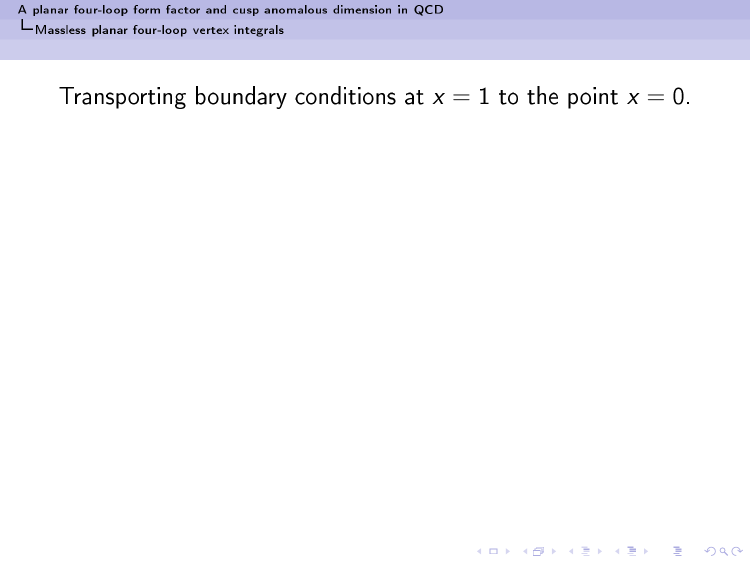Transporting boundary conditions at $x = 1$ to the point $x = 0$.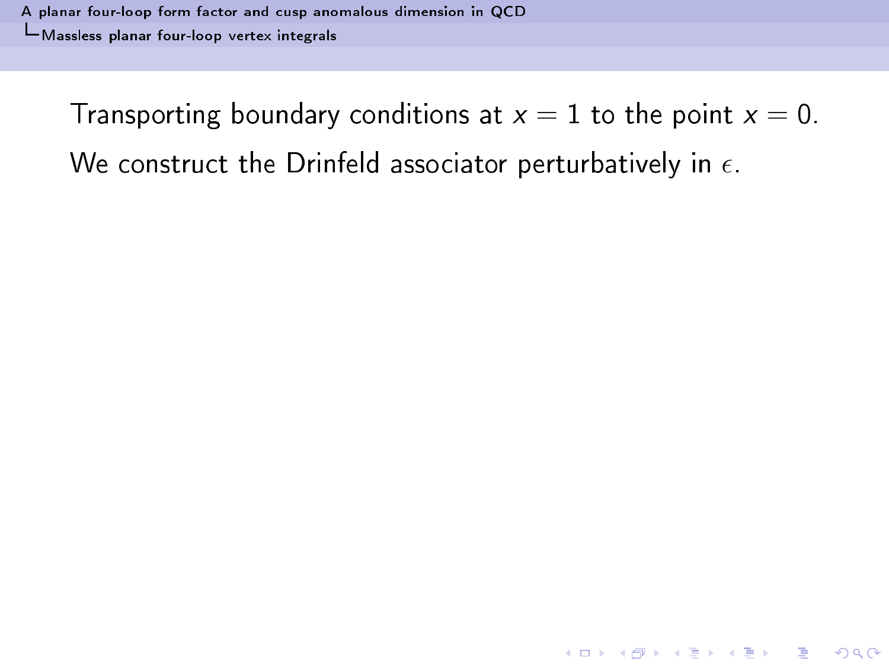Transporting boundary conditions at $x = 1$ to the point $x = 0$.

We construct the Drinfeld associator perturbatively in $\epsilon$.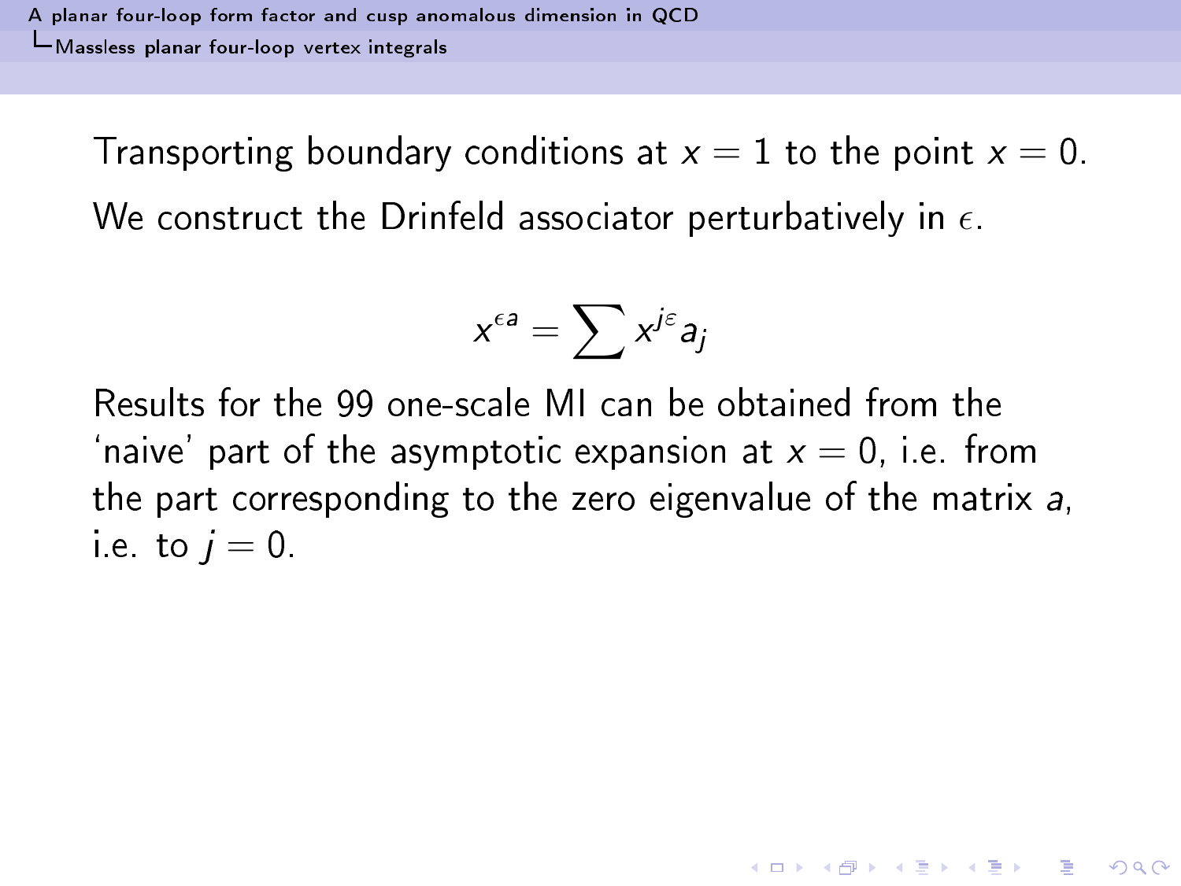Transporting boundary conditions at $x = 1$ to the point $x = 0$.

We construct the Drinfeld associator perturbatively in $\epsilon$.

$$x^{\epsilon a} = \sum x^{j\varepsilon} a_j$$

Results for the 99 one-scale MI can be obtained from the 'naive' part of the asymptotic expansion at $x = 0$, i.e. from the part corresponding to the zero eigenvalue of the matrix $a$, i.e. to $j = 0$.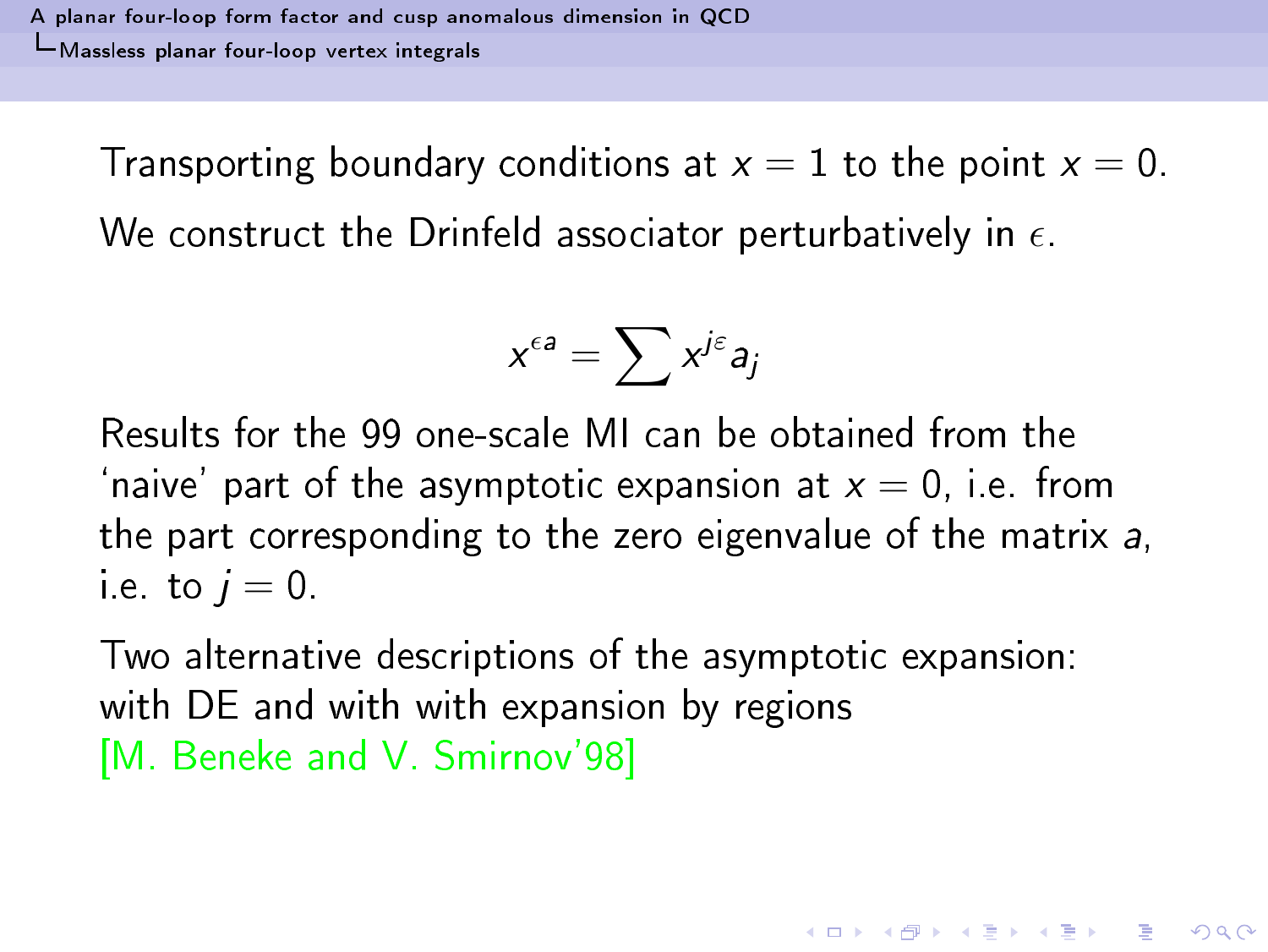Transporting boundary conditions at $x = 1$ to the point $x = 0$.

We construct the Drinfeld associator perturbatively in $\epsilon$.

$$x^{\epsilon a} = \sum x^{j\varepsilon} a_j$$

Results for the 99 one-scale MI can be obtained from the 'naive' part of the asymptotic expansion at $x = 0$, i.e. from the part corresponding to the zero eigenvalue of the matrix $a$, i.e. to $j = 0$.

Two alternative descriptions of the asymptotic expansion: with DE and with with expansion by regions
[M. Beneke and V. Smirnov'98]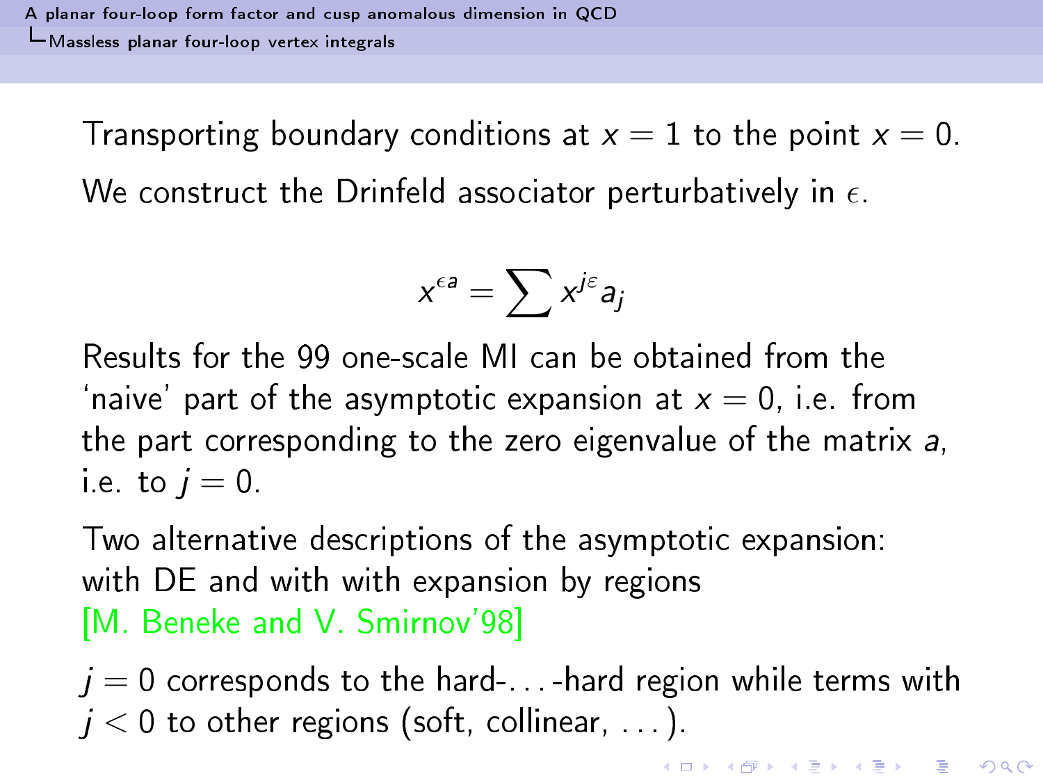Transporting boundary conditions at $x = 1$ to the point $x = 0$.

We construct the Drinfeld associator perturbatively in $\epsilon$.

$$x^{\epsilon a} = \sum x^{j\varepsilon} a_j$$

Results for the 99 one-scale MI can be obtained from the 'naive' part of the asymptotic expansion at $x = 0$, i.e. from the part corresponding to the zero eigenvalue of the matrix $a$, i.e. to $j = 0$.

Two alternative descriptions of the asymptotic expansion: with DE and with with expansion by regions [M. Beneke and V. Smirnov'98]

$j = 0$ corresponds to the hard-. . . -hard region while terms with $j < 0$ to other regions (soft, collinear, . . . ).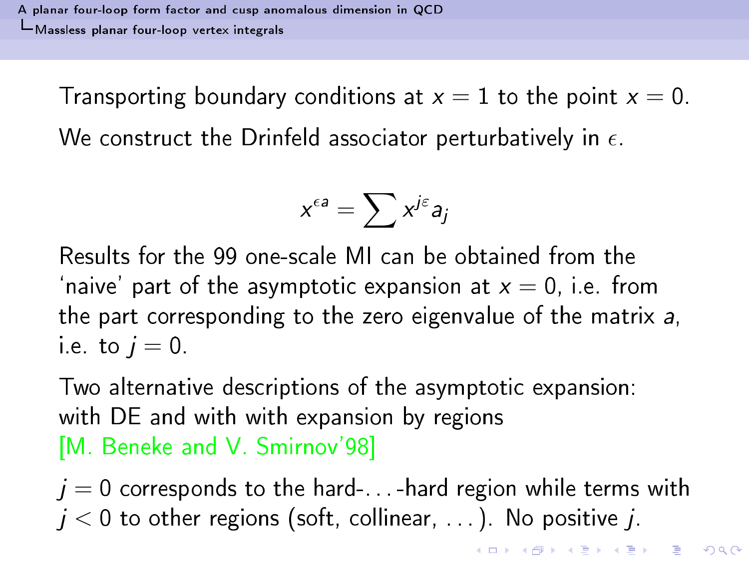Transporting boundary conditions at $x = 1$ to the point $x = 0$.

We construct the Drinfeld associator perturbatively in $\epsilon$.

$$x^{\epsilon a} = \sum x^{j\varepsilon} a_j$$

Results for the 99 one-scale MI can be obtained from the 'naive' part of the asymptotic expansion at $x = 0$, i.e. from the part corresponding to the zero eigenvalue of the matrix $a$, i.e. to $j = 0$.

Two alternative descriptions of the asymptotic expansion: with DE and with with expansion by regions [M. Beneke and V. Smirnov'98]

$j = 0$ corresponds to the hard-…-hard region while terms with $j < 0$ to other regions (soft, collinear, …). No positive $j$.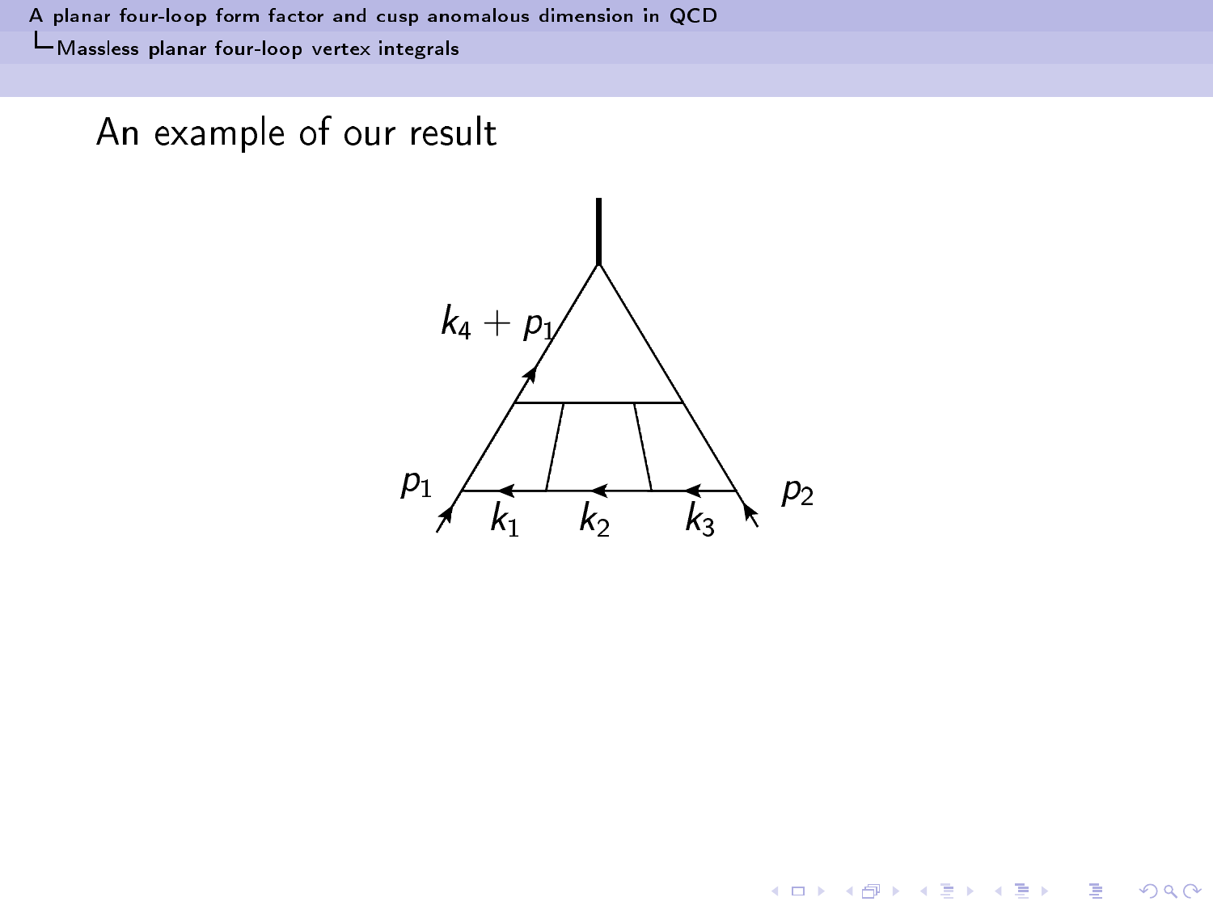## An example of our result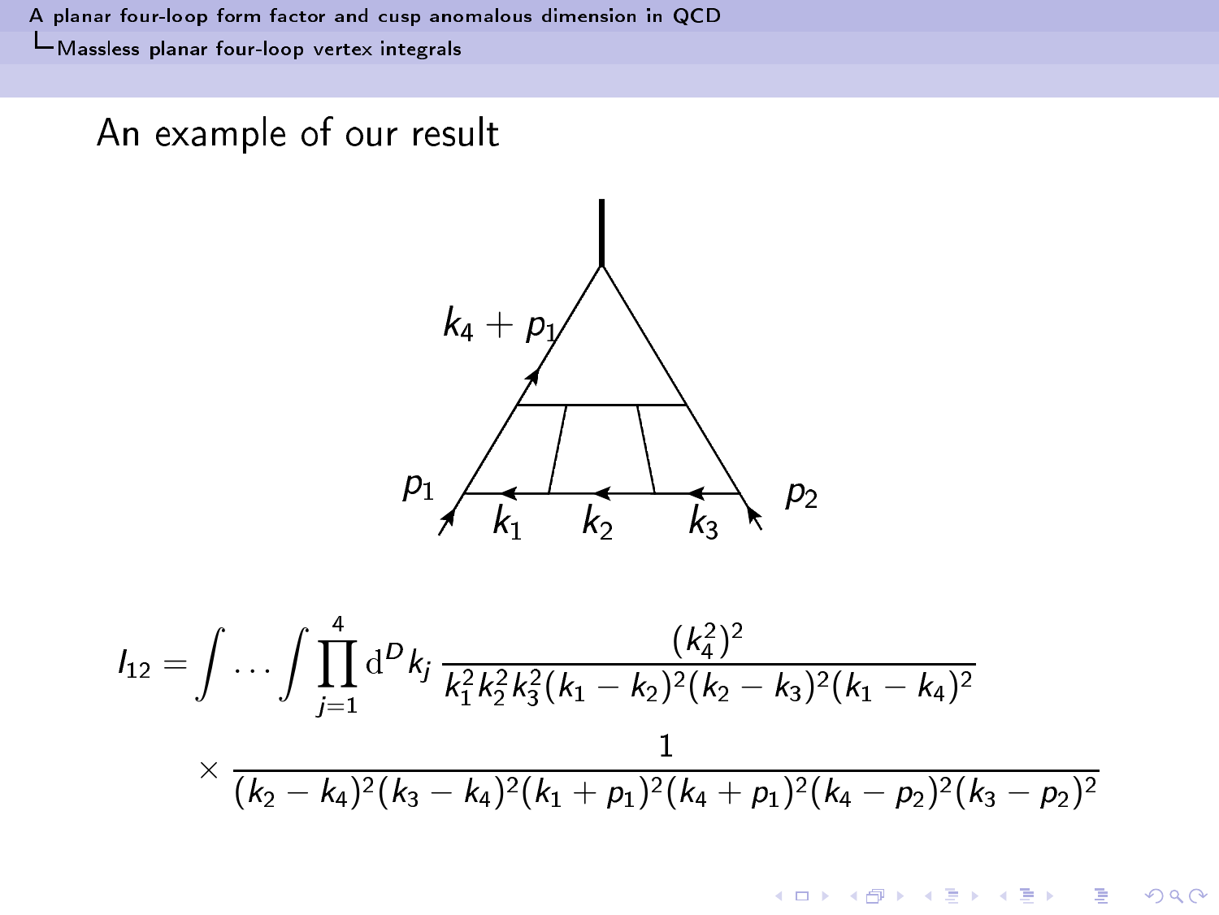## An example of our result

$$I_{12} = \int \cdots \int \prod_{j=1}^{4} \mathrm{d}^D k_j \, \frac{(k_4^2)^2}{k_1^2 k_2^2 k_3^2 (k_1 - k_2)^2 (k_2 - k_3)^2 (k_1 - k_4)^2}$$

$$\times \frac{1}{(k_2 - k_4)^2 (k_3 - k_4)^2 (k_1 + p_1)^2 (k_4 + p_1)^2 (k_4 - p_2)^2 (k_3 - p_2)^2}$$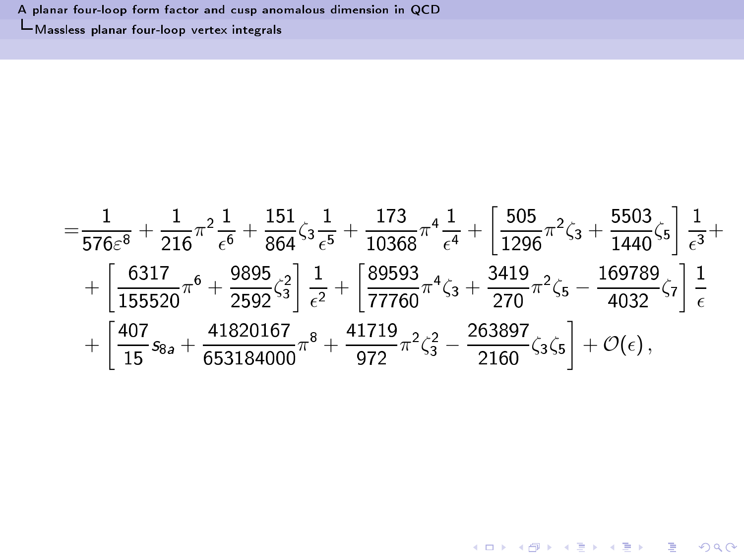$$
\begin{aligned}
=&\frac{1}{576\varepsilon^8}+\frac{1}{216}\pi^2\frac{1}{\epsilon^6}+\frac{151}{864}\zeta_3\frac{1}{\epsilon^5}+\frac{173}{10368}\pi^4\frac{1}{\epsilon^4}+\left[\frac{505}{1296}\pi^2\zeta_3+\frac{5503}{1440}\zeta_5\right]\frac{1}{\epsilon^3}+\\
&+\left[\frac{6317}{155520}\pi^6+\frac{9895}{2592}\zeta_3^2\right]\frac{1}{\epsilon^2}+\left[\frac{89593}{77760}\pi^4\zeta_3+\frac{3419}{270}\pi^2\zeta_5-\frac{169789}{4032}\zeta_7\right]\frac{1}{\epsilon}\\
&+\left[\frac{407}{15}s_{8a}+\frac{41820167}{653184000}\pi^8+\frac{41719}{972}\pi^2\zeta_3^2-\frac{263897}{2160}\zeta_3\zeta_5\right]+\mathcal{O}(\epsilon)\,,
\end{aligned}
$$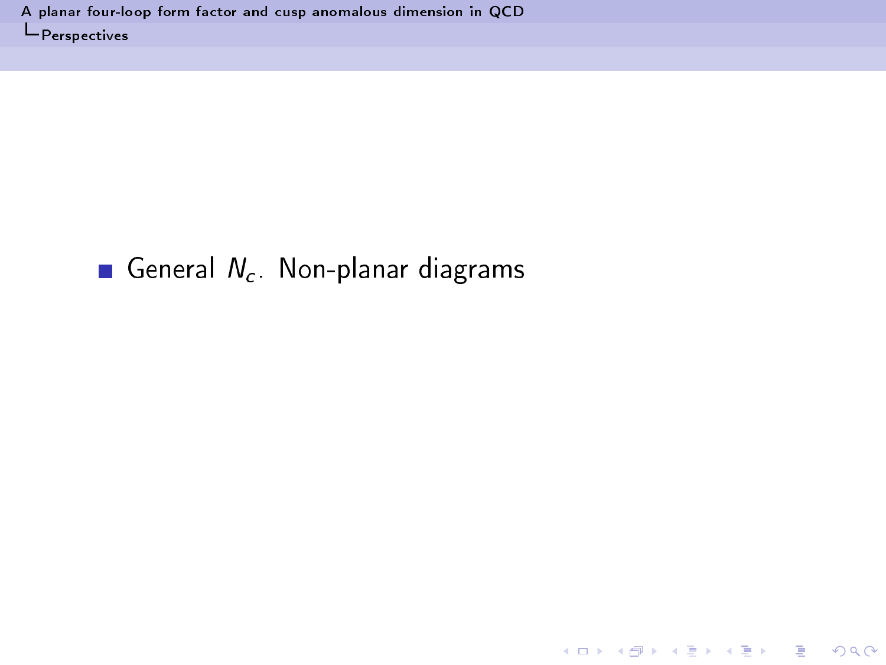- General $N_c$. Non-planar diagrams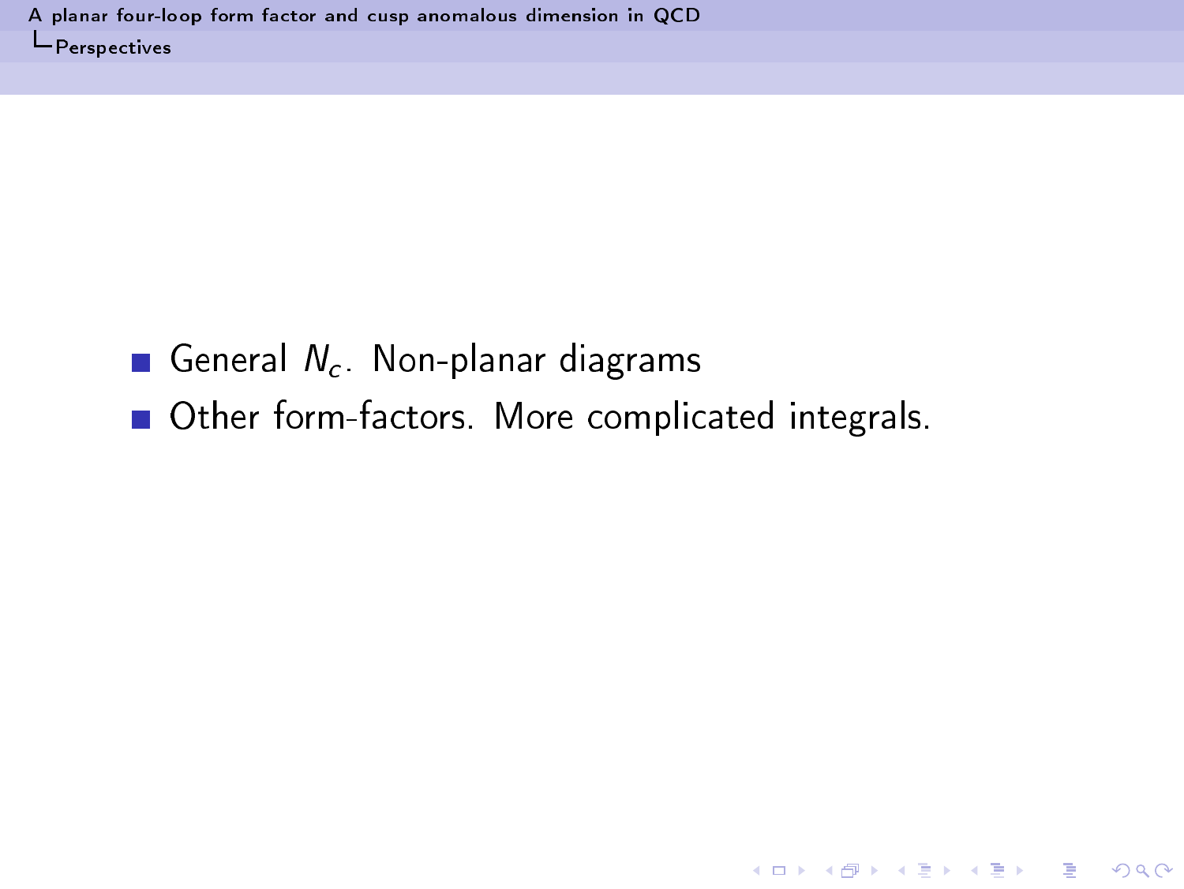- General $N_c$. Non-planar diagrams
- Other form-factors. More complicated integrals.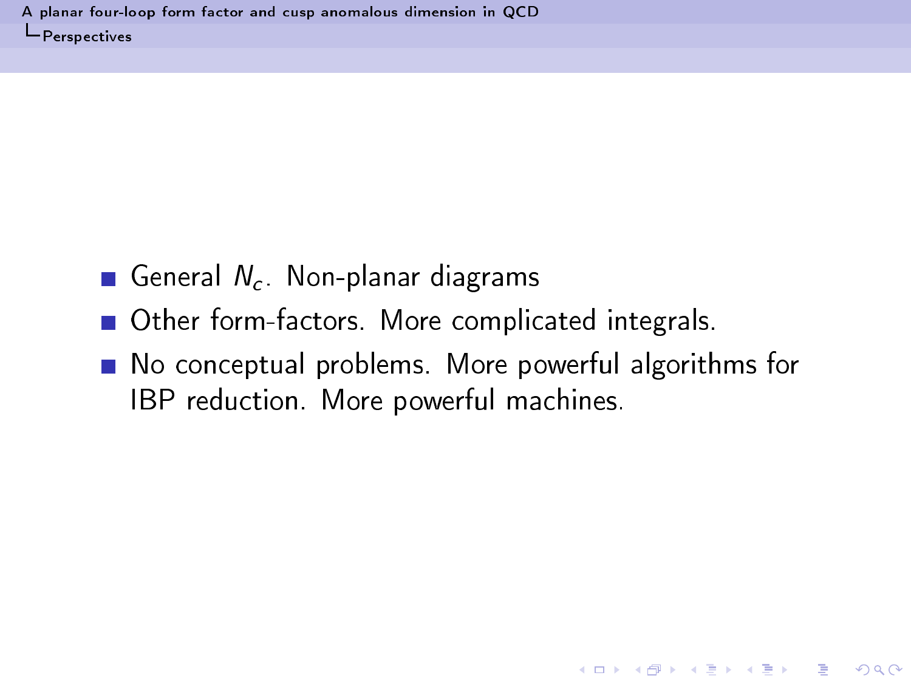- General $N_c$. Non-planar diagrams
- Other form-factors. More complicated integrals.
- No conceptual problems. More powerful algorithms for IBP reduction. More powerful machines.